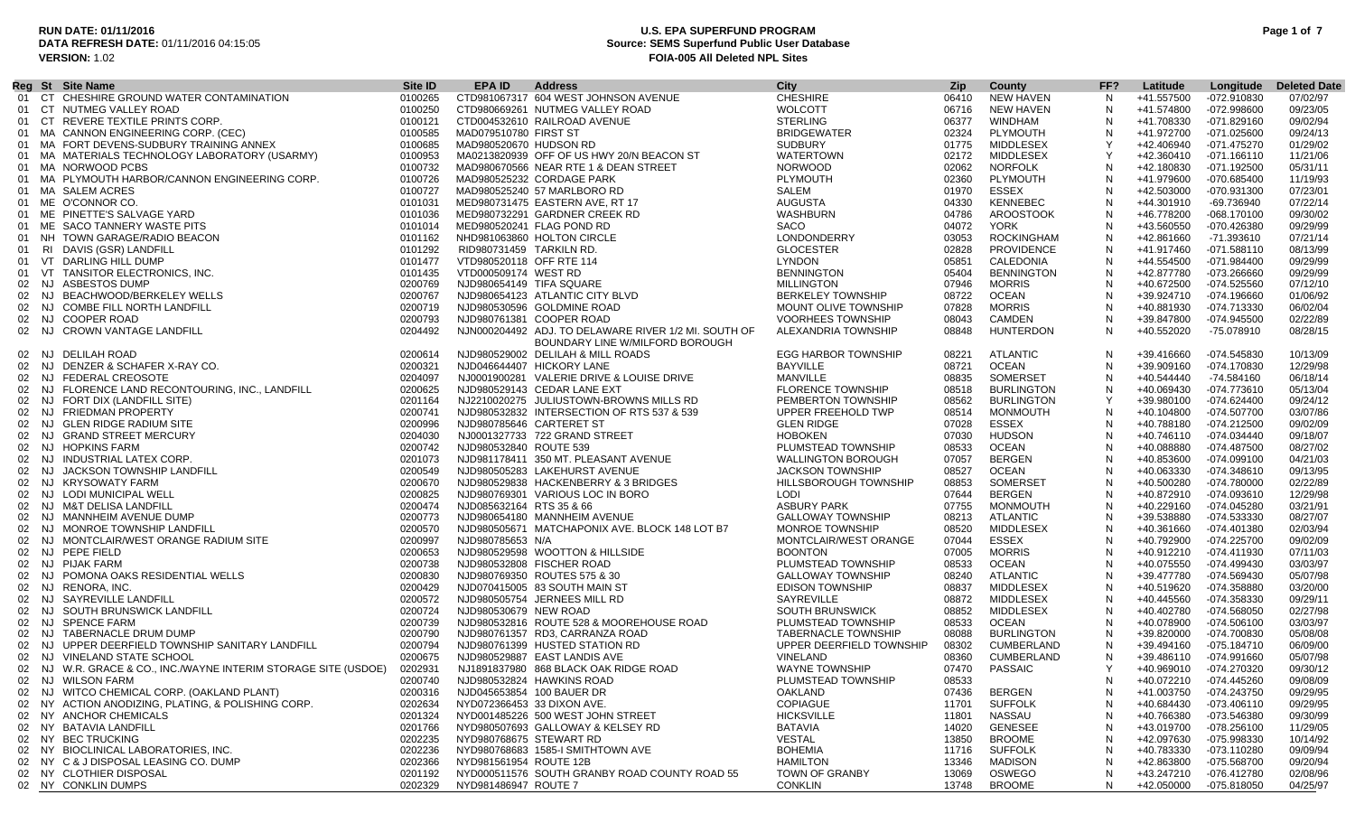**RUN DATE:** 01/11/2016
**DATA REFRESH DATE:** 01/11/2016 04:15:05
**VERSION:** 1.02

# U.S. EPA SUPERFUND PROGRAM
## Source: SEMS Superfund Public User Database
## FOIA-005 All Deleted NPL Sites

| Reg | St | Site Name | Site ID | EPA ID | Address | City | Zip | County | FF? | Latitude | Longitude | Deleted Date |
|---|---|---|---|---|---|---|---|---|---|---|---|---|
| 01 | CT | CHESHIRE GROUND WATER CONTAMINATION | 0100265 | CTD981067317 | 604 WEST JOHNSON AVENUE | CHESHIRE | 06410 | NEW HAVEN | N | +41.557500 | -072.910830 | 07/02/97 |
| 01 | CT | NUTMEG VALLEY ROAD | 0100250 | CTD980669261 | NUTMEG VALLEY ROAD | WOLCOTT | 06716 | NEW HAVEN | N | +41.574800 | -072.998600 | 09/23/05 |
| 01 | CT | REVERE TEXTILE PRINTS CORP. | 0100121 | CTD004532610 | RAILROAD AVENUE | STERLING | 06377 | WINDHAM | N | +41.708330 | -071.829160 | 09/02/94 |
| 01 | MA | CANNON ENGINEERING CORP. (CEC) | 0100585 | MAD079510780 | FIRST ST | BRIDGEWATER | 02324 | PLYMOUTH | N | +41.972700 | -071.025600 | 09/24/13 |
| 01 | MA | FORT DEVENS-SUDBURY TRAINING ANNEX | 0100685 | MAD980520670 | HUDSON RD | SUDBURY | 01775 | MIDDLESEX | Y | +42.406940 | -071.475270 | 01/29/02 |
| 01 | MA | MATERIALS TECHNOLOGY LABORATORY (USARMY) | 0100953 | MA0213820939 | OFF OF US HWY 20/N BEACON ST | WATERTOWN | 02172 | MIDDLESEX | Y | +42.360410 | -071.166110 | 11/21/06 |
| 01 | MA | NORWOOD PCBS | 0100732 | MAD980670566 | NEAR RTE 1 & DEAN STREET | NORWOOD | 02062 | NORFOLK | N | +42.180830 | -071.192500 | 05/31/11 |
| 01 | MA | PLYMOUTH HARBOR/CANNON ENGINEERING CORP. | 0100726 | MAD980525232 | CORDAGE PARK | PLYMOUTH | 02360 | PLYMOUTH | N | +41.979600 | -070.685400 | 11/19/93 |
| 01 | MA | SALEM ACRES | 0100727 | MAD980525240 | 57 MARLBORO RD | SALEM | 01970 | ESSEX | N | +42.503000 | -070.931300 | 07/23/01 |
| 01 | ME | O'CONNOR CO. | 0101031 | MED980731475 | EASTERN AVE, RT 17 | AUGUSTA | 04330 | KENNEBEC | N | +44.301910 | -69.736940 | 07/22/14 |
| 01 | ME | PINETTE'S SALVAGE YARD | 0101036 | MED980732291 | GARDNER CREEK RD | WASHBURN | 04786 | AROOSTOOK | N | +46.778200 | -068.170100 | 09/30/02 |
| 01 | ME | SACO TANNERY WASTE PITS | 0101014 | MED980520241 | FLAG POND RD | SACO | 04072 | YORK | N | +43.560550 | -070.426380 | 09/29/99 |
| 01 | NH | TOWN GARAGE/RADIO BEACON | 0101162 | NHD981063860 | HOLTON CIRCLE | LONDONDERRY | 03053 | ROCKINGHAM | N | +42.861660 | -71.393610 | 07/21/14 |
| 01 | RI | DAVIS (GSR) LANDFILL | 0101292 | RID980731459 | TARKILN RD. | GLOCESTER | 02828 | PROVIDENCE | N | +41.917460 | -071.588110 | 08/13/99 |
| 01 | VT | DARLING HILL DUMP | 0101477 | VTD980520118 | OFF RTE 114 | LYNDON | 05851 | CALEDONIA | N | +44.554500 | -071.984400 | 09/29/99 |
| 01 | VT | TANSITOR ELECTRONICS, INC. | 0101435 | VTD000509174 | WEST RD | BENNINGTON | 05404 | BENNINGTON | N | +42.877780 | -073.266660 | 09/29/99 |
| 02 | NJ | ASBESTOS DUMP | 0200769 | NJD980654149 | TIFA SQUARE | MILLINGTON | 07946 | MORRIS | N | +40.672500 | -074.525560 | 07/12/10 |
| 02 | NJ | BEACHWOOD/BERKELEY WELLS | 0200767 | NJD980654123 | ATLANTIC CITY BLVD | BERKELEY TOWNSHIP | 08722 | OCEAN | N | +39.924710 | -074.196660 | 01/06/92 |
| 02 | NJ | COMBE FILL NORTH LANDFILL | 0200719 | NJD980530596 | GOLDMINE ROAD | MOUNT OLIVE TOWNSHIP | 07828 | MORRIS | N | +40.881930 | -074.713330 | 06/02/04 |
| 02 | NJ | COOPER ROAD | 0200793 | NJD980761381 | COOPER ROAD | VOORHEES TOWNSHIP | 08043 | CAMDEN | N | +39.847800 | -074.945500 | 02/22/89 |
| 02 | NJ | CROWN VANTAGE LANDFILL | 0204492 | NJN000204492 | ADJ. TO DELAWARE RIVER 1/2 MI. SOUTH OF BOUNDARY LINE W/MILFORD BOROUGH | ALEXANDRIA TOWNSHIP | 08848 | HUNTERDON | N | +40.552020 | -75.078910 | 08/28/15 |
| 02 | NJ | DELILAH ROAD | 0200614 | NJD980529002 | DELILAH & MILL ROADS | EGG HARBOR TOWNSHIP | 08221 | ATLANTIC | N | +39.416660 | -074.545830 | 10/13/09 |
| 02 | NJ | DENZER & SCHAFER X-RAY CO. | 0200321 | NJD046644407 | HICKORY LANE | BAYVILLE | 08721 | OCEAN | N | +39.909160 | -074.170830 | 12/29/98 |
| 02 | NJ | FEDERAL CREOSOTE | 0204097 | NJ0001900281 | VALERIE DRIVE & LOUISE DRIVE | MANVILLE | 08835 | SOMERSET | N | +40.544440 | -74.584160 | 06/18/14 |
| 02 | NJ | FLORENCE LAND RECONTOURING, INC., LANDFILL | 0200625 | NJD980529143 | CEDAR LANE EXT | FLORENCE TOWNSHIP | 08518 | BURLINGTON | N | +40.069430 | -074.773610 | 05/13/04 |
| 02 | NJ | FORT DIX (LANDFILL SITE) | 0201164 | NJ2210020275 | JULIUSTOWN-BROWNS MILLS RD | PEMBERTON TOWNSHIP | 08562 | BURLINGTON | Y | +39.980100 | -074.624400 | 09/24/12 |
| 02 | NJ | FRIEDMAN PROPERTY | 0200741 | NJD980532832 | INTERSECTION OF RTS 537 & 539 | UPPER FREEHOLD TWP | 08514 | MONMOUTH | N | +40.104800 | -074.507700 | 03/07/86 |
| 02 | NJ | GLEN RIDGE RADIUM SITE | 0200996 | NJD980785646 | CARTERET ST | GLEN RIDGE | 07028 | ESSEX | N | +40.788180 | -074.212500 | 09/02/09 |
| 02 | NJ | GRAND STREET MERCURY | 0204030 | NJ0001327733 | 722 GRAND STREET | HOBOKEN | 07030 | HUDSON | N | +40.746110 | -074.034440 | 09/18/07 |
| 02 | NJ | HOPKINS FARM | 0200742 | NJD980532840 | ROUTE 539 | PLUMSTEAD TOWNSHIP | 08533 | OCEAN | N | +40.088880 | -074.487500 | 08/27/02 |
| 02 | NJ | INDUSTRIAL LATEX CORP. | 0201073 | NJD981178411 | 350 MT. PLEASANT AVENUE | WALLINGTON BOROUGH | 07057 | BERGEN | N | +40.853600 | -074.099100 | 04/21/03 |
| 02 | NJ | JACKSON TOWNSHIP LANDFILL | 0200549 | NJD980505283 | LAKEHURST AVENUE | JACKSON TOWNSHIP | 08527 | OCEAN | N | +40.063330 | -074.348610 | 09/13/95 |
| 02 | NJ | KRYSOWATY FARM | 0200670 | NJD980529838 | HACKENBERRY & 3 BRIDGES | HILLSBOROUGH TOWNSHIP | 08853 | SOMERSET | N | +40.500280 | -074.780000 | 02/22/89 |
| 02 | NJ | LODI MUNICIPAL WELL | 0200825 | NJD980769301 | VARIOUS LOC IN BORO | LODI | 07644 | BERGEN | N | +40.872910 | -074.093610 | 12/29/98 |
| 02 | NJ | M&T DELISA LANDFILL | 0200474 | NJD085632164 | RTS 35 & 66 | ASBURY PARK | 07755 | MONMOUTH | N | +40.229160 | -074.045280 | 03/21/91 |
| 02 | NJ | MANNHEIM AVENUE DUMP | 0200773 | NJD980654180 | MANNHEIM AVENUE | GALLOWAY TOWNSHIP | 08213 | ATLANTIC | N | +39.538880 | -074.533330 | 08/27/07 |
| 02 | NJ | MONROE TOWNSHIP LANDFILL | 0200570 | NJD980505671 | MATCHAPONIX AVE. BLOCK 148 LOT B7 | MONROE TOWNSHIP | 08520 | MIDDLESEX | N | +40.361660 | -074.401380 | 02/03/94 |
| 02 | NJ | MONTCLAIR/WEST ORANGE RADIUM SITE | 0200997 | NJD980785653 | N/A | MONTCLAIR/WEST ORANGE | 07044 | ESSEX | N | +40.792900 | -074.225700 | 09/02/09 |
| 02 | NJ | PEPE FIELD | 0200653 | NJD980529598 | WOOTTON & HILLSIDE | BOONTON | 07005 | MORRIS | N | +40.912210 | -074.411930 | 07/11/03 |
| 02 | NJ | PIJAK FARM | 0200738 | NJD980532808 | FISCHER ROAD | PLUMSTEAD TOWNSHIP | 08533 | OCEAN | N | +40.075550 | -074.499430 | 03/03/97 |
| 02 | NJ | POMONA OAKS RESIDENTIAL WELLS | 0200830 | NJD980769350 | ROUTES 575 & 30 | GALLOWAY TOWNSHIP | 08240 | ATLANTIC | N | +39.477780 | -074.569430 | 05/07/98 |
| 02 | NJ | RENORA, INC. | 0200429 | NJD070415005 | 83 SOUTH MAIN ST | EDISON TOWNSHIP | 08837 | MIDDLESEX | N | +40.519620 | -074.358880 | 03/20/00 |
| 02 | NJ | SAYREVILLE LANDFILL | 0200572 | NJD980505754 | JERNEES MILL RD | SAYREVILLE | 08872 | MIDDLESEX | N | +40.445560 | -074.358330 | 09/29/11 |
| 02 | NJ | SOUTH BRUNSWICK LANDFILL | 0200724 | NJD980530679 | NEW ROAD | SOUTH BRUNSWICK | 08852 | MIDDLESEX | N | +40.402780 | -074.568050 | 02/27/98 |
| 02 | NJ | SPENCE FARM | 0200739 | NJD980532816 | ROUTE 528 & MOOREHOUSE ROAD | PLUMSTEAD TOWNSHIP | 08533 | OCEAN | N | +40.078900 | -074.506100 | 03/03/97 |
| 02 | NJ | TABERNACLE DRUM DUMP | 0200790 | NJD980761357 | RD3, CARRANZA ROAD | TABERNACLE TOWNSHIP | 08088 | BURLINGTON | N | +39.820000 | -074.700830 | 05/08/08 |
| 02 | NJ | UPPER DEERFIELD TOWNSHIP SANITARY LANDFILL | 0200794 | NJD980761399 | HUSTED STATION RD | UPPER DEERFIELD TOWNSHIP | 08302 | CUMBERLAND | N | +39.494160 | -075.184710 | 06/09/00 |
| 02 | NJ | VINELAND STATE SCHOOL | 0200675 | NJD980529887 | EAST LANDIS AVE | VINELAND | 08360 | CUMBERLAND | N | +39.486110 | -074.991660 | 05/07/98 |
| 02 | NJ | W.R. GRACE & CO., INC./WAYNE INTERIM STORAGE SITE (USDOE) | 0202931 | NJ1891837980 | 868 BLACK OAK RIDGE ROAD | WAYNE TOWNSHIP | 07470 | PASSAIC | Y | +40.969010 | -074.270320 | 09/30/12 |
| 02 | NJ | WILSON FARM | 0200740 | NJD980532824 | HAWKINS ROAD | PLUMSTEAD TOWNSHIP | 08533 | | N | +40.072210 | -074.445260 | 09/08/09 |
| 02 | NJ | WITCO CHEMICAL CORP. (OAKLAND PLANT) | 0200316 | NJD045653854 | 100 BAUER DR | OAKLAND | 07436 | BERGEN | N | +41.003750 | -074.243750 | 09/29/95 |
| 02 | NY | ACTION ANODIZING, PLATING, & POLISHING CORP. | 0202634 | NYD072366453 | 33 DIXON AVE. | COPIAGUE | 11701 | SUFFOLK | N | +40.684430 | -073.406110 | 09/29/95 |
| 02 | NY | ANCHOR CHEMICALS | 0201324 | NYD001485226 | 500 WEST JOHN STREET | HICKSVILLE | 11801 | NASSAU | N | +40.766380 | -073.546380 | 09/30/99 |
| 02 | NY | BATAVIA LANDFILL | 0201766 | NYD980507693 | GALLOWAY & KELSEY RD | BATAVIA | 14020 | GENESEE | N | +43.019700 | -078.256100 | 11/29/05 |
| 02 | NY | BEC TRUCKING | 0202235 | NYD980768675 | STEWART RD | VESTAL | 13850 | BROOME | N | +42.097630 | -075.998330 | 10/14/92 |
| 02 | NY | BIOCLINICAL LABORATORIES, INC. | 0202236 | NYD980768683 | 1585-I SMITHTOWN AVE | BOHEMIA | 11716 | SUFFOLK | N | +40.783330 | -073.110280 | 09/09/94 |
| 02 | NY | C & J DISPOSAL LEASING CO. DUMP | 0202366 | NYD981561954 | ROUTE 12B | HAMILTON | 13346 | MADISON | N | +42.863800 | -075.568700 | 09/20/94 |
| 02 | NY | CLOTHIER DISPOSAL | 0201192 | NYD000511576 | SOUTH GRANBY ROAD COUNTY ROAD 55 | TOWN OF GRANBY | 13069 | OSWEGO | N | +43.247210 | -076.412780 | 02/08/96 |
| 02 | NY | CONKLIN DUMPS | 0202329 | NYD981486947 | ROUTE 7 | CONKLIN | 13748 | BROOME | N | +42.050000 | -075.818050 | 04/25/97 |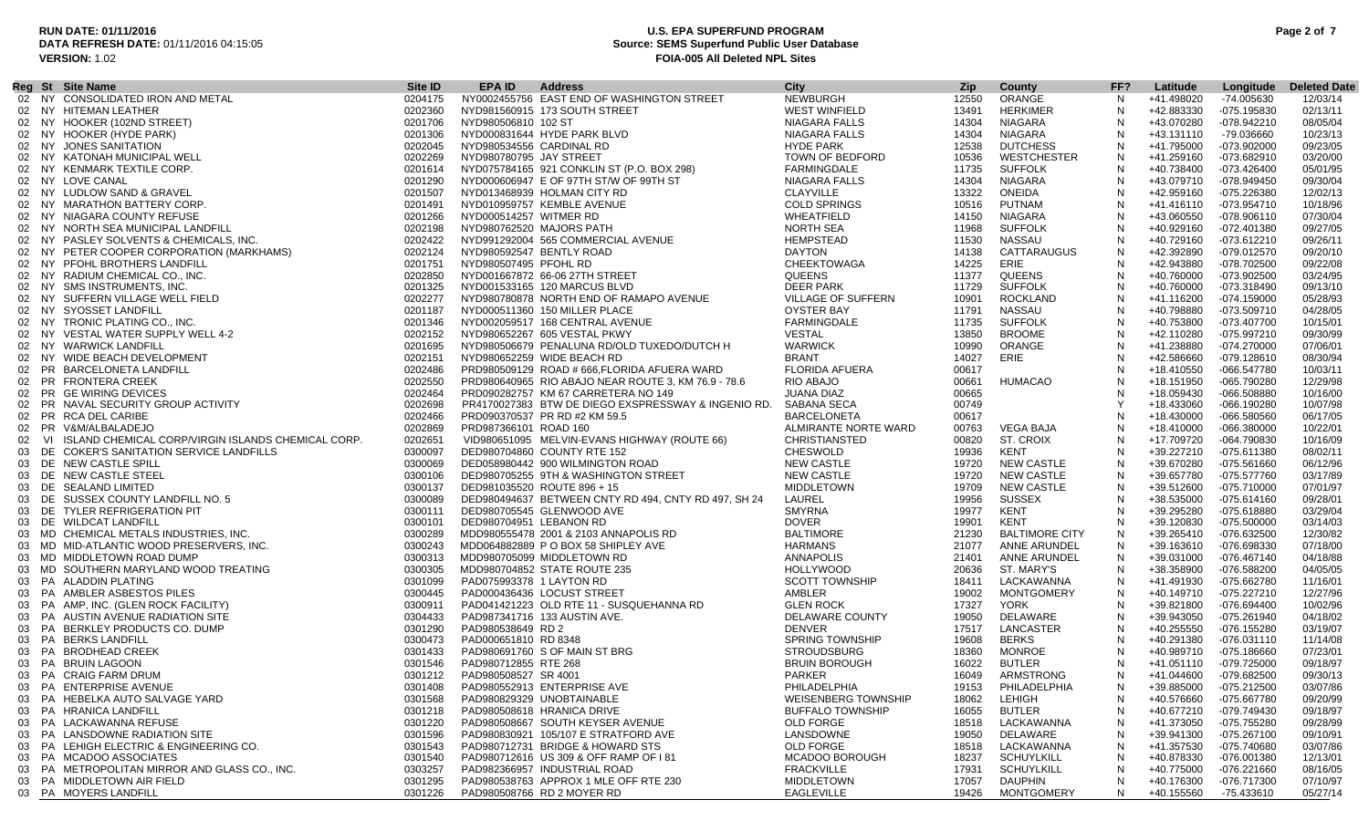**RUN DATE:** 01/11/2016
**DATA REFRESH DATE:** 01/11/2016 04:15:05
**VERSION:** 1.02

# U.S. EPA SUPERFUND PROGRAM
## Source: SEMS Superfund Public User Database
## FOIA-005 All Deleted NPL Sites

| Reg | St | Site Name | Site ID | EPA ID | Address | City | Zip | County | FF? | Latitude | Longitude | Deleted Date |
|---|---|---|---|---|---|---|---|---|---|---|---|---|
| 02 | NY | CONSOLIDATED IRON AND METAL | 0204175 | NY0002455756 | EAST END OF WASHINGTON STREET | NEWBURGH | 12550 | ORANGE | N | +41.498020 | -74.005630 | 12/03/14 |
| 02 | NY | HITEMAN LEATHER | 0202360 | NYD981560915 | 173 SOUTH STREET | WEST WINFIELD | 13491 | HERKIMER | N | +42.883330 | -075.195830 | 02/13/11 |
| 02 | NY | HOOKER (102ND STREET) | 0201706 | NYD980506810 | 102 ST | NIAGARA FALLS | 14304 | NIAGARA | N | +43.070280 | -078.942210 | 08/05/04 |
| 02 | NY | HOOKER (HYDE PARK) | 0201306 | NYD000831644 | HYDE PARK BLVD | NIAGARA FALLS | 14304 | NIAGARA | N | +43.131110 | -79.036660 | 10/23/13 |
| 02 | NY | JONES SANITATION | 0202045 | NYD980534556 | CARDINAL RD | HYDE PARK | 12538 | DUTCHESS | N | +41.795000 | -073.902000 | 09/23/05 |
| 02 | NY | KATONAH MUNICIPAL WELL | 0202269 | NYD980780795 | JAY STREET | TOWN OF BEDFORD | 10536 | WESTCHESTER | N | +41.259160 | -073.682910 | 03/20/00 |
| 02 | NY | KENMARK TEXTILE CORP. | 0201614 | NYD075784165 | 921 CONKLIN ST (P.O. BOX 298) | FARMINGDALE | 11735 | SUFFOLK | N | +40.738400 | -073.426400 | 05/01/95 |
| 02 | NY | LOVE CANAL | 0201290 | NYD000606947 | E OF 97TH ST/W OF 99TH ST | NIAGARA FALLS | 14304 | NIAGARA | N | +43.079710 | -078.949450 | 09/30/04 |
| 02 | NY | LUDLOW SAND & GRAVEL | 0201507 | NYD013468939 | HOLMAN CITY RD | CLAYVILLE | 13322 | ONEIDA | N | +42.959160 | -075.226380 | 12/02/13 |
| 02 | NY | MARATHON BATTERY CORP. | 0201491 | NYD010959757 | KEMBLE AVENUE | COLD SPRINGS | 10516 | PUTNAM | N | +41.416110 | -073.954710 | 10/18/96 |
| 02 | NY | NIAGARA COUNTY REFUSE | 0201266 | NYD000514257 | WITMER RD | WHEATFIELD | 14150 | NIAGARA | N | +43.060550 | -078.906110 | 07/30/04 |
| 02 | NY | NORTH SEA MUNICIPAL LANDFILL | 0202198 | NYD980762520 | MAJORS PATH | NORTH SEA | 11968 | SUFFOLK | N | +40.929160 | -072.401380 | 09/27/05 |
| 02 | NY | PASLEY SOLVENTS & CHEMICALS, INC. | 0202422 | NYD991292004 | 565 COMMERCIAL AVENUE | HEMPSTEAD | 11530 | NASSAU | N | +40.729160 | -073.612210 | 09/26/11 |
| 02 | NY | PETER COOPER CORPORATION (MARKHAMS) | 0202124 | NYD980592547 | BENTLY ROAD | DAYTON | 14138 | CATTARAUGUS | N | +42.392890 | -079.012570 | 09/20/10 |
| 02 | NY | PFOHL BROTHERS LANDFILL | 0201751 | NYD980507495 | PFOHL RD | CHEEKTOWAGA | 14225 | ERIE | N | +42.943880 | -078.702500 | 09/22/08 |
| 02 | NY | RADIUM CHEMICAL CO., INC. | 0202850 | NYD001667872 | 66-06 27TH STREET | QUEENS | 11377 | QUEENS | N | +40.760000 | -073.902500 | 03/24/95 |
| 02 | NY | SMS INSTRUMENTS, INC. | 0201325 | NYD001533165 | 120 MARCUS BLVD | DEER PARK | 11729 | SUFFOLK | N | +40.760000 | -073.318490 | 09/13/10 |
| 02 | NY | SUFFERN VILLAGE WELL FIELD | 0202277 | NYD980780878 | NORTH END OF RAMAPO AVENUE | VILLAGE OF SUFFERN | 10901 | ROCKLAND | N | +41.116200 | -074.159000 | 05/28/93 |
| 02 | NY | SYOSSET LANDFILL | 0201187 | NYD000511360 | 150 MILLER PLACE | OYSTER BAY | 11791 | NASSAU | N | +40.798880 | -073.509710 | 04/28/05 |
| 02 | NY | TRONIC PLATING CO., INC. | 0201346 | NYD002059517 | 168 CENTRAL AVENUE | FARMINGDALE | 11735 | SUFFOLK | N | +40.753800 | -073.407700 | 10/15/01 |
| 02 | NY | VESTAL WATER SUPPLY WELL 4-2 | 0202152 | NYD980652267 | 605 VESTAL PKWY | VESTAL | 13850 | BROOME | N | +42.110280 | -075.997210 | 09/30/99 |
| 02 | NY | WARWICK LANDFILL | 0201695 | NYD980506679 | PENALUNA RD/OLD TUXEDO/DUTCH H | WARWICK | 10990 | ORANGE | N | +41.238880 | -074.270000 | 07/06/01 |
| 02 | NY | WIDE BEACH DEVELOPMENT | 0202151 | NYD980652259 | WIDE BEACH RD | BRANT | 14027 | ERIE | N | +42.586660 | -079.128610 | 08/30/94 |
| 02 | PR | BARCELONETA LANDFILL | 0202486 | PRD980509129 | ROAD # 666,FLORIDA AFUERA WARD | FLORIDA AFUERA | 00617 | | N | +18.410550 | -066.547780 | 10/03/11 |
| 02 | PR | FRONTERA CREEK | 0202550 | PRD980640965 | RIO ABAJO NEAR ROUTE 3, KM 76.9 - 78.6 | RIO ABAJO | 00661 | HUMACAO | N | +18.151950 | -065.790280 | 12/29/98 |
| 02 | PR | GE WIRING DEVICES | 0202464 | PRD090282757 | KM 67 CARRETERA NO 149 | JUANA DIAZ | 00665 | | N | +18.059430 | -066.508880 | 10/16/00 |
| 02 | PR | NAVAL SECURITY GROUP ACTIVITY | 0202698 | PR4170027383 | BTW DE DIEGO EXSPRESSWAY & INGENIO RD. | SABANA SECA | 00749 | | Y | +18.433060 | -066.190280 | 10/07/98 |
| 02 | PR | RCA DEL CARIBE | 0202466 | PRD090370537 | PR RD #2 KM 59.5 | BARCELONETA | 00617 | | N | +18.430000 | -066.580560 | 06/17/05 |
| 02 | PR | V&M/ALBALADEJO | 0202869 | PRD987366101 | ROAD 160 | ALMIRANTE NORTE WARD | 00763 | VEGA BAJA | N | +18.410000 | -066.380000 | 10/22/01 |
| 02 | VI | ISLAND CHEMICAL CORP/VIRGIN ISLANDS CHEMICAL CORP. | 0202651 | VID980651095 | MELVIN-EVANS HIGHWAY (ROUTE 66) | CHRISTIANSTED | 00820 | ST. CROIX | N | +17.709720 | -064.790830 | 10/16/09 |
| 03 | DE | COKER'S SANITATION SERVICE LANDFILLS | 0300097 | DED980704860 | COUNTY RTE 152 | CHESWOLD | 19936 | KENT | N | +39.227210 | -075.611380 | 08/02/11 |
| 03 | DE | NEW CASTLE SPILL | 0300069 | DED058980442 | 900 WILMINGTON ROAD | NEW CASTLE | 19720 | NEW CASTLE | N | +39.670280 | -075.561660 | 06/12/96 |
| 03 | DE | NEW CASTLE STEEL | 0300106 | DED980705255 | 9TH & WASHINGTON STREET | NEW CASTLE | 19720 | NEW CASTLE | N | +39.657780 | -075.577760 | 03/17/89 |
| 03 | DE | SEALAND LIMITED | 0300137 | DED981035520 | ROUTE 896 + 15 | MIDDLETOWN | 19709 | NEW CASTLE | N | +39.512600 | -075.710000 | 07/01/97 |
| 03 | DE | SUSSEX COUNTY LANDFILL NO. 5 | 0300089 | DED980494637 | BETWEEN CNTY RD 494, CNTY RD 497, SH 24 | LAUREL | 19956 | SUSSEX | N | +38.535000 | -075.614160 | 09/28/01 |
| 03 | DE | TYLER REFRIGERATION PIT | 0300111 | DED980705545 | GLENWOOD AVE | SMYRNA | 19977 | KENT | N | +39.295280 | -075.618880 | 03/29/04 |
| 03 | DE | WILDCAT LANDFILL | 0300101 | DED980704951 | LEBANON RD | DOVER | 19901 | KENT | N | +39.120830 | -075.500000 | 03/14/03 |
| 03 | MD | CHEMICAL METALS INDUSTRIES, INC. | 0300289 | MDD980555478 | 2001 & 2103 ANNAPOLIS RD | BALTIMORE | 21230 | BALTIMORE CITY | N | +39.265410 | -076.632500 | 12/30/82 |
| 03 | MD | MID-ATLANTIC WOOD PRESERVERS, INC. | 0300243 | MDD064882889 | P O BOX 58 SHIPLEY AVE | HARMANS | 21077 | ANNE ARUNDEL | N | +39.163610 | -076.698330 | 07/18/00 |
| 03 | MD | MIDDLETOWN ROAD DUMP | 0300313 | MDD980705099 | MIDDLETOWN RD | ANNAPOLIS | 21401 | ANNE ARUNDEL | N | +39.031000 | -076.467140 | 04/18/88 |
| 03 | MD | SOUTHERN MARYLAND WOOD TREATING | 0300305 | MDD980704852 | STATE ROUTE 235 | HOLLYWOOD | 20636 | ST. MARY'S | N | +38.358900 | -076.588200 | 04/05/05 |
| 03 | PA | ALADDIN PLATING | 0301099 | PAD075993378 | 1 LAYTON RD | SCOTT TOWNSHIP | 18411 | LACKAWANNA | N | +41.491930 | -075.662780 | 11/16/01 |
| 03 | PA | AMBLER ASBESTOS PILES | 0300445 | PAD000436436 | LOCUST STREET | AMBLER | 19002 | MONTGOMERY | N | +40.149710 | -075.227210 | 12/27/96 |
| 03 | PA | AMP, INC. (GLEN ROCK FACILITY) | 0300911 | PAD041421223 | OLD RTE 11 - SUSQUEHANNA RD | GLEN ROCK | 17327 | YORK | N | +39.821800 | -076.694400 | 10/02/96 |
| 03 | PA | AUSTIN AVENUE RADIATION SITE | 0304433 | PAD987341716 | 133 AUSTIN AVE. | DELAWARE COUNTY | 19050 | DELAWARE | N | +39.943050 | -075.261940 | 04/18/02 |
| 03 | PA | BERKLEY PRODUCTS CO. DUMP | 0301290 | PAD980538649 | RD 2 | DENVER | 17517 | LANCASTER | N | +40.255550 | -076.155280 | 03/19/07 |
| 03 | PA | BERKS LANDFILL | 0300473 | PAD000651810 | RD 8348 | SPRING TOWNSHIP | 19608 | BERKS | N | +40.291380 | -076.031110 | 11/14/08 |
| 03 | PA | BRODHEAD CREEK | 0301433 | PAD980691760 | S OF MAIN ST BRG | STROUDSBURG | 18360 | MONROE | N | +40.989710 | -075.186660 | 07/23/01 |
| 03 | PA | BRUIN LAGOON | 0301546 | PAD980712855 | RTE 268 | BRUIN BOROUGH | 16022 | BUTLER | N | +41.051110 | -079.725000 | 09/18/97 |
| 03 | PA | CRAIG FARM DRUM | 0301212 | PAD980508527 | SR 4001 | PARKER | 16049 | ARMSTRONG | N | +41.044600 | -079.682500 | 09/30/13 |
| 03 | PA | ENTERPRISE AVENUE | 0301408 | PAD980552913 | ENTERPRISE AVE | PHILADELPHIA | 19153 | PHILADELPHIA | N | +39.885000 | -075.212500 | 03/07/86 |
| 03 | PA | HEBELKA AUTO SALVAGE YARD | 0301568 | PAD980829329 | UNOBTAINABLE | WEISENBERG TOWNSHIP | 18062 | LEHIGH | N | +40.576660 | -075.667780 | 09/20/99 |
| 03 | PA | HRANICA LANDFILL | 0301218 | PAD980508618 | HRANICA DRIVE | BUFFALO TOWNSHIP | 16055 | BUTLER | N | +40.677210 | -079.749430 | 09/18/97 |
| 03 | PA | LACKAWANNA REFUSE | 0301220 | PAD980508667 | SOUTH KEYSER AVENUE | OLD FORGE | 18518 | LACKAWANNA | N | +41.373050 | -075.755280 | 09/28/99 |
| 03 | PA | LANSDOWNE RADIATION SITE | 0301596 | PAD980830921 | 105/107 E STRATFORD AVE | LANSDOWNE | 19050 | DELAWARE | N | +39.941300 | -075.267100 | 09/10/91 |
| 03 | PA | LEHIGH ELECTRIC & ENGINEERING CO. | 0301543 | PAD980712731 | BRIDGE & HOWARD STS | OLD FORGE | 18518 | LACKAWANNA | N | +41.357530 | -075.740680 | 03/07/86 |
| 03 | PA | MCADOO ASSOCIATES | 0301540 | PAD980712616 | US 309 & OFF RAMP OF I 81 | MCADOO BOROUGH | 18237 | SCHUYLKILL | N | +40.878330 | -076.001380 | 12/13/01 |
| 03 | PA | METROPOLITAN MIRROR AND GLASS CO., INC. | 0303257 | PAD982366957 | INDUSTRIAL ROAD | FRACKVILLE | 17931 | SCHUYLKILL | N | +40.775000 | -076.221660 | 08/16/05 |
| 03 | PA | MIDDLETOWN AIR FIELD | 0301295 | PAD980538763 | APPROX 1 MLE OFF RTE 230 | MIDDLETOWN | 17057 | DAUPHIN | N | +40.176300 | -076.717300 | 07/10/97 |
| 03 | PA | MOYERS LANDFILL | 0301226 | PAD980508766 | RD 2 MOYER RD | EAGLEVILLE | 19426 | MONTGOMERY | N | +40.155560 | -75.433610 | 05/27/14 |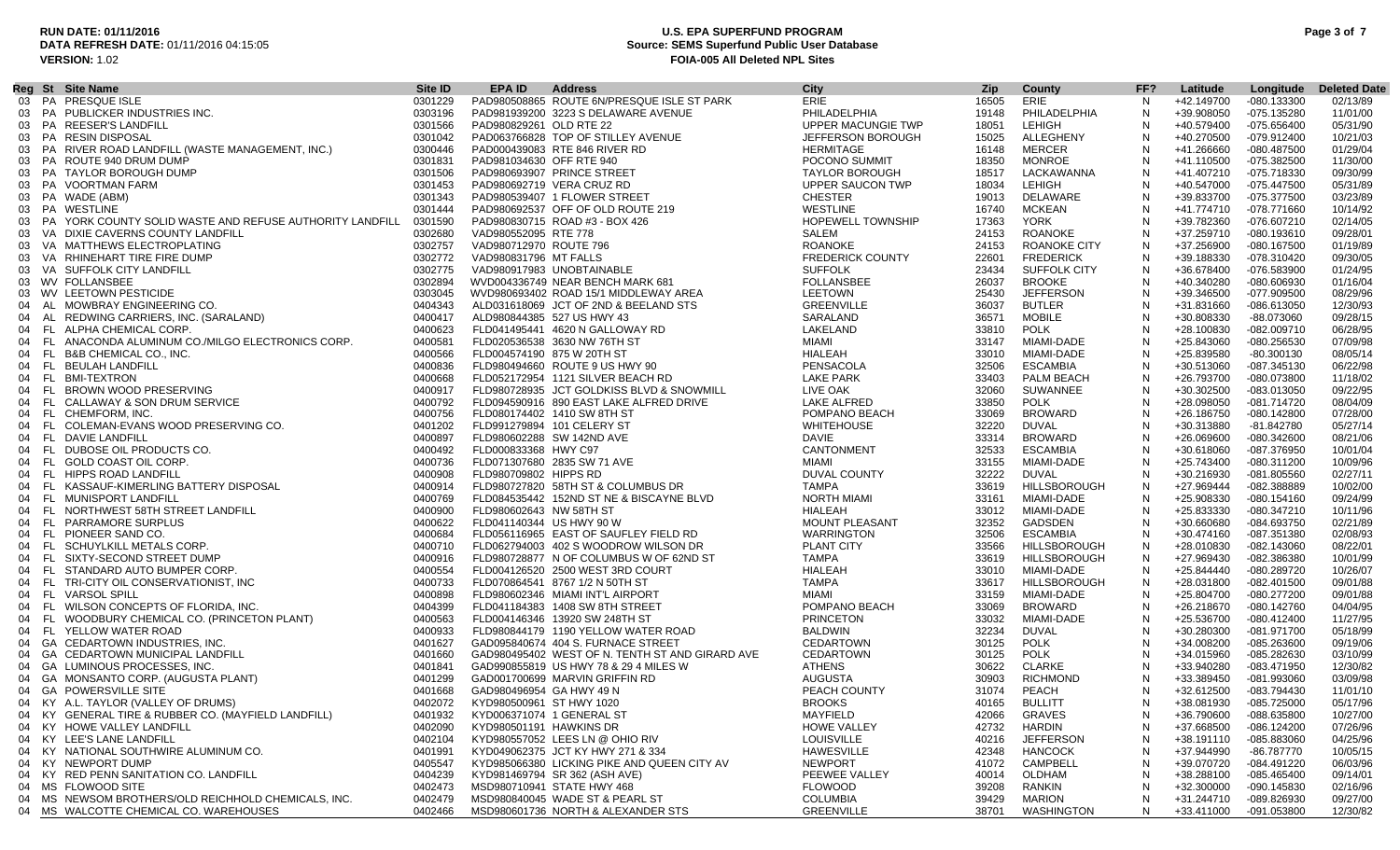**RUN DATE:** 01/11/2016
**DATA REFRESH DATE:** 01/11/2016 04:15:05
**VERSION:** 1.02

**U.S. EPA SUPERFUND PROGRAM**
**Source: SEMS Superfund Public User Database**
**FOIA-005 All Deleted NPL Sites**

| Reg | St | Site Name | Site ID | EPA ID | Address | City | Zip | County | FF? | Latitude | Longitude | Deleted Date |
|---|---|---|---|---|---|---|---|---|---|---|---|---|
| 03 | PA | PRESQUE ISLE | 0301229 | PAD980508865 | ROUTE 6N/PRESQUE ISLE ST PARK | ERIE | 16505 | ERIE | N | +42.149700 | -080.133300 | 02/13/89 |
| 03 | PA | PUBLICKER INDUSTRIES INC. | 0303196 | PAD981939200 | 3223 S DELAWARE AVENUE | PHILADELPHIA | 19148 | PHILADELPHIA | N | +39.908050 | -075.135280 | 11/01/00 |
| 03 | PA | REESER'S LANDFILL | 0301566 | PAD980829261 | OLD RTE 22 | UPPER MACUNGIE TWP | 18051 | LEHIGH | N | +40.579400 | -075.656400 | 05/31/90 |
| 03 | PA | RESIN DISPOSAL | 0301042 | PAD063766828 | TOP OF STILLEY AVENUE | JEFFERSON BOROUGH | 15025 | ALLEGHENY | N | +40.270500 | -079.912400 | 10/21/03 |
| 03 | PA | RIVER ROAD LANDFILL (WASTE MANAGEMENT, INC.) | 0300446 | PAD000439083 | RTE 846 RIVER RD | HERMITAGE | 16148 | MERCER | N | +41.266660 | -080.487500 | 01/29/04 |
| 03 | PA | ROUTE 940 DRUM DUMP | 0301831 | PAD981034630 | OFF RTE 940 | POCONO SUMMIT | 18350 | MONROE | N | +41.110500 | -075.382500 | 11/30/00 |
| 03 | PA | TAYLOR BOROUGH DUMP | 0301506 | PAD980693907 | PRINCE STREET | TAYLOR BOROUGH | 18517 | LACKAWANNA | N | +41.407210 | -075.718330 | 09/30/99 |
| 03 | PA | VOORTMAN FARM | 0301453 | PAD980692719 | VERA CRUZ RD | UPPER SAUCON TWP | 18034 | LEHIGH | N | +40.547000 | -075.447500 | 05/31/89 |
| 03 | PA | WADE (ABM) | 0301343 | PAD980539407 | 1 FLOWER STREET | CHESTER | 19013 | DELAWARE | N | +39.833700 | -075.377500 | 03/23/89 |
| 03 | PA | WESTLINE | 0301444 | PAD980692537 | OFF OF OLD ROUTE 219 | WESTLINE | 16740 | MCKEAN | N | +41.774710 | -078.771660 | 10/14/92 |
| 03 | PA | YORK COUNTY SOLID WASTE AND REFUSE AUTHORITY LANDFILL | 0301590 | PAD980830715 | ROAD #3 - BOX 426 | HOPEWELL TOWNSHIP | 17363 | YORK | N | +39.782360 | -076.607210 | 02/14/05 |
| 03 | VA | DIXIE CAVERNS COUNTY LANDFILL | 0302680 | VAD980552095 | RTE 778 | SALEM | 24153 | ROANOKE | N | +37.259710 | -080.193610 | 09/28/01 |
| 03 | VA | MATTHEWS ELECTROPLATING | 0302757 | VAD980712970 | ROUTE 796 | ROANOKE | 24153 | ROANOKE CITY | N | +37.256900 | -080.167500 | 01/19/89 |
| 03 | VA | RHINEHART TIRE FIRE DUMP | 0302772 | VAD980831796 | MT FALLS | FREDERICK COUNTY | 22601 | FREDERICK | N | +39.188330 | -078.310420 | 09/30/05 |
| 03 | VA | SUFFOLK CITY LANDFILL | 0302775 | VAD980917983 | UNOBTAINABLE | SUFFOLK | 23434 | SUFFOLK CITY | N | +36.678400 | -076.583900 | 01/24/95 |
| 03 | WV | FOLLANSBEE | 0302894 | WVD004336749 | NEAR BENCH MARK 681 | FOLLANSBEE | 26037 | BROOKE | N | +40.340280 | -080.606930 | 01/16/04 |
| 03 | WV | LEETOWN PESTICIDE | 0303045 | WVD980693402 | ROAD 15/1 MIDDLEWAY AREA | LEETOWN | 25430 | JEFFERSON | N | +39.346500 | -077.909500 | 08/29/96 |
| 04 | AL | MOWBRAY ENGINEERING CO. | 0404343 | ALD031618069 | JCT OF 2ND & BEELAND STS | GREENVILLE | 36037 | BUTLER | N | +31.831660 | -086.613050 | 12/30/93 |
| 04 | AL | REDWING CARRIERS, INC. (SARALAND) | 0400417 | ALD980844385 | 525 US HWY 43 | SARALAND | 36571 | MOBILE | N | +30.808330 | -88.073060 | 09/28/15 |
| 04 | FL | ALPHA CHEMICAL CORP. | 0400623 | FLD041495441 | 4620 N GALLOWAY RD | LAKELAND | 33810 | POLK | N | +28.100830 | -082.009710 | 06/28/95 |
| 04 | FL | ANACONDA ALUMINUM CO./MILGO ELECTRONICS CORP. | 0400581 | FLD020536538 | 3630 NW 76TH ST | MIAMI | 33147 | MIAMI-DADE | N | +25.843060 | -080.256530 | 07/09/98 |
| 04 | FL | B&B CHEMICAL CO., INC. | 0400566 | FLD004574190 | 875 W 20TH ST | HIALEAH | 33010 | MIAMI-DADE | N | +25.839580 | -80.300130 | 08/05/14 |
| 04 | FL | BEULAH LANDFILL | 0400836 | FLD980494660 | ROUTE 9 US HWY 90 | PENSACOLA | 32506 | ESCAMBIA | N | +30.513060 | -087.345130 | 06/22/98 |
| 04 | FL | BMI-TEXTRON | 0400668 | FLD052172954 | 1121 SILVER BEACH RD | LAKE PARK | 33403 | PALM BEACH | N | +26.793700 | -080.073800 | 11/18/02 |
| 04 | FL | BROWN WOOD PRESERVING | 0400917 | FLD980728935 | JCT GOLDKISS BLVD & SNOWMILL | LIVE OAK | 32060 | SUWANNEE | N | +30.302500 | -083.013050 | 09/22/95 |
| 04 | FL | CALLAWAY & SON DRUM SERVICE | 0400792 | FLD094590916 | 890 EAST LAKE ALFRED DRIVE | LAKE ALFRED | 33850 | POLK | N | +28.098050 | -081.714720 | 08/04/09 |
| 04 | FL | CHEMFORM, INC. | 0400756 | FLD080174402 | 1410 SW 8TH ST | POMPANO BEACH | 33069 | BROWARD | N | +26.186750 | -080.142800 | 07/28/00 |
| 04 | FL | COLEMAN-EVANS WOOD PRESERVING CO. | 0401202 | FLD991279894 | 101 CELERY ST | WHITEHOUSE | 32220 | DUVAL | N | +30.313880 | -81.842780 | 05/27/14 |
| 04 | FL | DAVIE LANDFILL | 0400897 | FLD980602288 | SW 142ND AVE | DAVIE | 33314 | BROWARD | N | +26.069600 | -080.342600 | 08/21/06 |
| 04 | FL | DUBOSE OIL PRODUCTS CO. | 0400492 | FLD000833368 | HWY C97 | CANTONMENT | 32533 | ESCAMBIA | N | +30.618060 | -087.376950 | 10/01/04 |
| 04 | FL | GOLD COAST OIL CORP. | 0400736 | FLD071307680 | 2835 SW 71 AVE | MIAMI | 33155 | MIAMI-DADE | N | +25.743400 | -080.311200 | 10/09/96 |
| 04 | FL | HIPPS ROAD LANDFILL | 0400908 | FLD980709802 | HIPPS RD | DUVAL COUNTY | 32222 | DUVAL | N | +30.216930 | -081.805560 | 02/27/11 |
| 04 | FL | KASSAUF-KIMERLING BATTERY DISPOSAL | 0400914 | FLD980727820 | 58TH ST & COLUMBUS DR | TAMPA | 33619 | HILLSBOROUGH | N | +27.969444 | -082.388889 | 10/02/00 |
| 04 | FL | MUNISPORT LANDFILL | 0400769 | FLD084535442 | 152ND ST NE & BISCAYNE BLVD | NORTH MIAMI | 33161 | MIAMI-DADE | N | +25.908330 | -080.154160 | 09/24/99 |
| 04 | FL | NORTHWEST 58TH STREET LANDFILL | 0400900 | FLD980602643 | NW 58TH ST | HIALEAH | 33012 | MIAMI-DADE | N | +25.833330 | -080.347210 | 10/11/96 |
| 04 | FL | PARRAMORE SURPLUS | 0400622 | FLD041140344 | US HWY 90 W | MOUNT PLEASANT | 32352 | GADSDEN | N | +30.660680 | -084.693750 | 02/21/89 |
| 04 | FL | PIONEER SAND CO. | 0400684 | FLD056116965 | EAST OF SAUFLEY FIELD RD | WARRINGTON | 32506 | ESCAMBIA | N | +30.474160 | -087.351380 | 02/08/93 |
| 04 | FL | SCHUYLKILL METALS CORP. | 0400710 | FLD062794003 | 402 S WOODROW WILSON DR | PLANT CITY | 33566 | HILLSBOROUGH | N | +28.010830 | -082.143060 | 08/22/01 |
| 04 | FL | SIXTY-SECOND STREET DUMP | 0400916 | FLD980728877 | N OF COLUMBUS W OF 62ND ST | TAMPA | 33619 | HILLSBOROUGH | N | +27.969430 | -082.386380 | 10/01/99 |
| 04 | FL | STANDARD AUTO BUMPER CORP. | 0400554 | FLD004126520 | 2500 WEST 3RD COURT | HIALEAH | 33010 | MIAMI-DADE | N | +25.844440 | -080.289720 | 10/26/07 |
| 04 | FL | TRI-CITY OIL CONSERVATIONIST, INC | 0400733 | FLD070864541 | 8767 1/2 N 50TH ST | TAMPA | 33617 | HILLSBOROUGH | N | +28.031800 | -082.401500 | 09/01/88 |
| 04 | FL | VARSOL SPILL | 0400898 | FLD980602346 | MIAMI INT'L AIRPORT | MIAMI | 33159 | MIAMI-DADE | N | +25.804700 | -080.277200 | 09/01/88 |
| 04 | FL | WILSON CONCEPTS OF FLORIDA, INC. | 0404399 | FLD041184383 | 1408 SW 8TH STREET | POMPANO BEACH | 33069 | BROWARD | N | +26.218670 | -080.142760 | 04/04/95 |
| 04 | FL | WOODBURY CHEMICAL CO. (PRINCETON PLANT) | 0400563 | FLD004146346 | 13920 SW 248TH ST | PRINCETON | 33032 | MIAMI-DADE | N | +25.536700 | -080.412400 | 11/27/95 |
| 04 | FL | YELLOW WATER ROAD | 0400933 | FLD980844179 | 1190 YELLOW WATER ROAD | BALDWIN | 32234 | DUVAL | N | +30.280300 | -081.971700 | 05/18/99 |
| 04 | GA | CEDARTOWN INDUSTRIES, INC. | 0401627 | GAD095840674 | 404 S. FURNACE STREET | CEDARTOWN | 30125 | POLK | N | +34.008200 | -085.263600 | 09/19/06 |
| 04 | GA | CEDARTOWN MUNICIPAL LANDFILL | 0401660 | GAD980495402 | WEST OF N. TENTH ST AND GIRARD AVE | CEDARTOWN | 30125 | POLK | N | +34.015960 | -085.282630 | 03/10/99 |
| 04 | GA | LUMINOUS PROCESSES, INC. | 0401841 | GAD990855819 | US HWY 78 & 29 4 MILES W | ATHENS | 30622 | CLARKE | N | +33.940280 | -083.471950 | 12/30/82 |
| 04 | GA | MONSANTO CORP. (AUGUSTA PLANT) | 0401299 | GAD001700699 | MARVIN GRIFFIN RD | AUGUSTA | 30903 | RICHMOND | N | +33.389450 | -081.993060 | 03/09/98 |
| 04 | GA | POWERSVILLE SITE | 0401668 | GAD980496954 | GA HWY 49 N | PEACH COUNTY | 31074 | PEACH | N | +32.612500 | -083.794430 | 11/01/10 |
| 04 | KY | A.L. TAYLOR (VALLEY OF DRUMS) | 0402072 | KYD980500961 | ST HWY 1020 | BROOKS | 40165 | BULLITT | N | +38.081930 | -085.725000 | 05/17/96 |
| 04 | KY | GENERAL TIRE & RUBBER CO. (MAYFIELD LANDFILL) | 0401932 | KYD006371074 | 1 GENERAL ST | MAYFIELD | 42066 | GRAVES | N | +36.790600 | -088.635800 | 10/27/00 |
| 04 | KY | HOWE VALLEY LANDFILL | 0402090 | KYD980501191 | HAWKINS DR | HOWE VALLEY | 42732 | HARDIN | N | +37.668500 | -086.124200 | 07/26/96 |
| 04 | KY | LEE'S LANE LANDFILL | 0402104 | KYD980557052 | LEES LN @ OHIO RIV | LOUISVILLE | 40216 | JEFFERSON | N | +38.191110 | -085.883060 | 04/25/96 |
| 04 | KY | NATIONAL SOUTHWIRE ALUMINUM CO. | 0401991 | KYD049062375 | JCT KY HWY 271 & 334 | HAWESVILLE | 42348 | HANCOCK | N | +37.944990 | -86.787770 | 10/05/15 |
| 04 | KY | NEWPORT DUMP | 0405547 | KYD985066380 | LICKING PIKE AND QUEEN CITY AV | NEWPORT | 41072 | CAMPBELL | N | +39.070720 | -084.491220 | 06/03/96 |
| 04 | KY | RED PENN SANITATION CO. LANDFILL | 0404239 | KYD981469794 | SR 362 (ASH AVE) | PEEWEE VALLEY | 40014 | OLDHAM | N | +38.288100 | -085.465400 | 09/14/01 |
| 04 | MS | FLOWOOD SITE | 0402473 | MSD980710941 | STATE HWY 468 | FLOWOOD | 39208 | RANKIN | N | +32.300000 | -090.145830 | 02/16/96 |
| 04 | MS | NEWSOM BROTHERS/OLD REICHHOLD CHEMICALS, INC. | 0402479 | MSD980840045 | WADE ST & PEARL ST | COLUMBIA | 39429 | MARION | N | +31.244710 | -089.826930 | 09/27/00 |
| 04 | MS | WALCOTTE CHEMICAL CO. WAREHOUSES | 0402466 | MSD980601736 | NORTH & ALEXANDER STS | GREENVILLE | 38701 | WASHINGTON | N | +33.411000 | -091.053800 | 12/30/82 |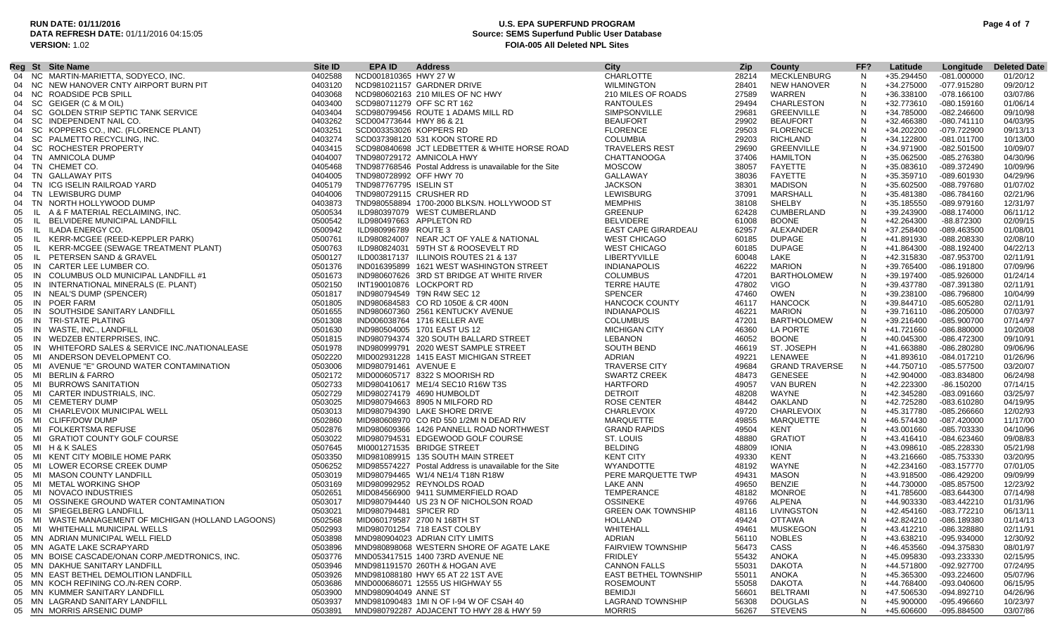**RUN DATE:** 01/11/2016
**DATA REFRESH DATE:** 01/11/2016 04:15:05
**VERSION:** 1.02

# U.S. EPA SUPERFUND PROGRAM
## Source: SEMS Superfund Public User Database
## FOIA-005 All Deleted NPL Sites

| Reg | St | Site Name | Site ID | EPA ID | Address | City | Zip | County | FF? | Latitude | Longitude | Deleted Date |
|---|---|---|---|---|---|---|---|---|---|---|---|---|
| 04 | NC | MARTIN-MARIETTA, SODYECO, INC. | 0402588 | NCD001810365 | HWY 27 W | CHARLOTTE | 28214 | MECKLENBURG | N | +35.294450 | -081.000000 | 01/20/12 |
| 04 | NC | NEW HANOVER CNTY AIRPORT BURN PIT | 0403120 | NCD981021157 | GARDNER DRIVE | WILMINGTON | 28401 | NEW HANOVER | N | +34.275000 | -077.915280 | 09/20/12 |
| 04 | NC | ROADSIDE PCB SPILL | 0403068 | NCD980602163 | 210 MILES OF NC HWY | 210 MILES OF ROADS | 27589 | WARREN | N | +36.338100 | -078.166100 | 03/07/86 |
| 04 | SC | GEIGER (C & M OIL) | 0403400 | SCD980711279 | OFF SC RT 162 | RANTOULES | 29494 | CHARLESTON | N | +32.773610 | -080.159160 | 01/06/14 |
| 04 | SC | GOLDEN STRIP SEPTIC TANK SERVICE | 0403404 | SCD980799456 | ROUTE 1 ADAMS MILL RD | SIMPSONVILLE | 29681 | GREENVILLE | N | +34.785000 | -082.246600 | 09/10/98 |
| 04 | SC | INDEPENDENT NAIL CO. | 0403262 | SCD004773644 | HWY 86 & 21 | BEAUFORT | 29902 | BEAUFORT | N | +32.466380 | -080.741110 | 04/03/95 |
| 04 | SC | KOPPERS CO., INC. (FLORENCE PLANT) | 0403251 | SCD003353026 | KOPPERS RD | FLORENCE | 29503 | FLORENCE | N | +34.202200 | -079.722900 | 09/13/13 |
| 04 | SC | PALMETTO RECYCLING, INC. | 0403274 | SCD037398120 | 531 KOON STORE RD | COLUMBIA | 29203 | RICHLAND | N | +34.122800 | -081.011700 | 10/13/00 |
| 04 | SC | ROCHESTER PROPERTY | 0403415 | SCD980840698 | JCT LEDBETTER & WHITE HORSE ROAD | TRAVELERS REST | 29690 | GREENVILLE | N | +34.971900 | -082.501500 | 10/09/07 |
| 04 | TN | AMNICOLA DUMP | 0404007 | TND980729172 | AMNICOLA HWY | CHATTANOOGA | 37406 | HAMILTON | N | +35.062500 | -085.276380 | 04/30/96 |
| 04 | TN | CHEMET CO. | 0405468 | TND987768546 | Postal Address is unavailable for the Site | MOSCOW | 38057 | FAYETTE | N | +35.083610 | -089.372490 | 10/09/96 |
| 04 | TN | GALLAWAY PITS | 0404005 | TND980728992 | OFF HWY 70 | GALLAWAY | 38036 | FAYETTE | N | +35.359710 | -089.601930 | 04/29/96 |
| 04 | TN | ICG ISELIN RAILROAD YARD | 0405179 | TND987767795 | ISELIN ST | JACKSON | 38301 | MADISON | N | +35.602500 | -088.797680 | 01/07/02 |
| 04 | TN | LEWISBURG DUMP | 0404006 | TND980729115 | CRUSHER RD | LEWISBURG | 37091 | MARSHALL | N | +35.481380 | -086.784160 | 02/21/96 |
| 04 | TN | NORTH HOLLYWOOD DUMP | 0403873 | TND980558894 | 1700-2000 BLKS/N. HOLLYWOOD ST | MEMPHIS | 38108 | SHELBY | N | +35.185550 | -089.979160 | 12/31/97 |
| 05 | IL | A & F MATERIAL RECLAIMING, INC. | 0500534 | ILD980397079 | WEST CUMBERLAND | GREENUP | 62428 | CUMBERLAND | N | +39.243900 | -088.174000 | 06/11/12 |
| 05 | IL | BELVIDERE MUNICIPAL LANDFILL | 0500542 | ILD980497663 | APPLETON RD | BELVIDERE | 61008 | BOONE | N | +42.264300 | -88.872300 | 02/09/15 |
| 05 | IL | ILADA ENERGY CO. | 0500942 | ILD980996789 | ROUTE 3 | EAST CAPE GIRARDEAU | 62957 | ALEXANDER | N | +37.258400 | -089.463500 | 01/08/01 |
| 05 | IL | KERR-MCGEE (REED-KEPPLER PARK) | 0500761 | ILD980824007 | NEAR JCT OF YALE & NATIONAL | WEST CHICAGO | 60185 | DUPAGE | N | +41.891930 | -088.208300 | 02/08/10 |
| 05 | IL | KERR-MCGEE (SEWAGE TREATMENT PLANT) | 0500763 | ILD980824031 | 59TH ST & ROOSEVELT RD | WEST CHICAGO | 60185 | DUPAGE | N | +41.864300 | -088.192400 | 04/22/13 |
| 05 | IL | PETERSEN SAND & GRAVEL | 0500127 | ILD003817137 | ILLINOIS ROUTES 21 & 137 | LIBERTYVILLE | 60048 | LAKE | N | +42.315830 | -087.953700 | 02/11/91 |
| 05 | IN | CARTER LEE LUMBER CO. | 0501376 | IND016395899 | 1621 WEST WASHINGTON STREET | INDIANAPOLIS | 46222 | MARION | N | +39.765400 | -086.191800 | 07/09/96 |
| 05 | IN | COLUMBUS OLD MUNICIPAL LANDFILL #1 | 0501673 | IND980607626 | 3RD ST BRIDGE AT WHITE RIVER | COLUMBUS | 47201 | BARTHOLOMEW | N | +39.197400 | -085.926000 | 01/24/14 |
| 05 | IN | INTERNATIONAL MINERALS (E. PLANT) | 0502150 | INT190010876 | LOCKPORT RD | TERRE HAUTE | 47802 | VIGO | N | +39.437780 | -087.391380 | 02/11/91 |
| 05 | IN | NEAL'S DUMP (SPENCER) | 0501817 | IND980794549 | T9N R4W SEC 12 | SPENCER | 47460 | OWEN | N | +39.238100 | -086.796800 | 10/04/99 |
| 05 | IN | POER FARM | 0501805 | IND980684583 | CO RD 1050E & CR 400N | HANCOCK COUNTY | 46117 | HANCOCK | N | +39.844710 | -085.605280 | 02/11/91 |
| 05 | IN | SOUTHSIDE SANITARY LANDFILL | 0501655 | IND980607360 | 2561 KENTUCKY AVENUE | INDIANAPOLIS | 46221 | MARION | N | +39.716110 | -086.205000 | 07/03/97 |
| 05 | IN | TRI-STATE PLATING | 0501308 | IND006038764 | 1716 KELLER AVE | COLUMBUS | 47201 | BARTHOLOMEW | N | +39.216400 | -085.900700 | 07/14/97 |
| 05 | IN | WASTE, INC., LANDFILL | 0501630 | IND980504005 | 1701 EAST US 12 | MICHIGAN CITY | 46360 | LA PORTE | N | +41.721660 | -086.880000 | 10/20/08 |
| 05 | IN | WEDZEB ENTERPRISES, INC. | 0501815 | IND980794374 | 320 SOUTH BALLARD STREET | LEBANON | 46052 | BOONE | N | +40.045300 | -086.472300 | 09/10/91 |
| 05 | IN | WHITEFORD SALES & SERVICE INC./NATIONALEASE | 0501978 | IND980999791 | 2020 WEST SAMPLE STREET | SOUTH BEND | 46619 | ST. JOSEPH | N | +41.663880 | -086.280280 | 09/06/96 |
| 05 | MI | ANDERSON DEVELOPMENT CO. | 0502220 | MID002931228 | 1415 EAST MICHIGAN STREET | ADRIAN | 49221 | LENAWEE | N | +41.893610 | -084.017210 | 01/26/96 |
| 05 | MI | AVENUE "E" GROUND WATER CONTAMINATION | 0503006 | MID980791461 | AVENUE E | TRAVERSE CITY | 49684 | GRAND TRAVERSE | N | +44.750710 | -085.577500 | 03/20/07 |
| 05 | MI | BERLIN & FARRO | 0502172 | MID000605717 | 8322 S MOORISH RD | SWARTZ CREEK | 48473 | GENESEE | N | +42.904000 | -083.834800 | 06/24/98 |
| 05 | MI | BURROWS SANITATION | 0502733 | MID980410617 | ME1/4 SEC10 R16W T3S | HARTFORD | 49057 | VAN BUREN | N | +42.223300 | -86.150200 | 07/14/15 |
| 05 | MI | CARTER INDUSTRIALS, INC. | 0502729 | MID980274179 | 4690 HUMBOLDT | DETROIT | 48208 | WAYNE | N | +42.345280 | -083.091660 | 03/25/97 |
| 05 | MI | CEMETERY DUMP | 0503025 | MID980794663 | 8905 N MILFORD RD | ROSE CENTER | 48442 | OAKLAND | N | +42.725280 | -083.610280 | 04/19/95 |
| 05 | MI | CHARLEVOIX MUNICIPAL WELL | 0503013 | MID980794390 | LAKE SHORE DRIVE | CHARLEVOIX | 49720 | CHARLEVOIX | N | +45.317780 | -085.266660 | 12/02/93 |
| 05 | MI | CLIFF/DOW DUMP | 0502860 | MID980608970 | CO RD 550 1/2MI N DEAD RIV | MARQUETTE | 49855 | MARQUETTE | N | +46.574430 | -087.420000 | 11/17/00 |
| 05 | MI | FOLKERTSMA REFUSE | 0502876 | MID980609366 | 1426 PANNELL ROAD NORTHWEST | GRAND RAPIDS | 49504 | KENT | N | +43.001660 | -085.703330 | 04/10/96 |
| 05 | MI | GRATIOT COUNTY GOLF COURSE | 0503022 | MID980794531 | EDGEWOOD GOLF COURSE | ST. LOUIS | 48880 | GRATIOT | N | +43.416410 | -084.623460 | 09/08/83 |
| 05 | MI | H & K SALES | 0507645 | MI0001271535 | BRIDGE STREET | BELDING | 48809 | IONIA | N | +43.098610 | -085.228330 | 05/21/98 |
| 05 | MI | KENT CITY MOBILE HOME PARK | 0503350 | MID981089915 | 135 SOUTH MAIN STREET | KENT CITY | 49330 | KENT | N | +43.216660 | -085.753330 | 03/20/95 |
| 05 | MI | LOWER ECORSE CREEK DUMP | 0506252 | MID985574227 | Postal Address is unavailable for the Site | WYANDOTTE | 48192 | WAYNE | N | +42.234160 | -083.157770 | 07/01/05 |
| 05 | MI | MASON COUNTY LANDFILL | 0503019 | MID980794465 | W1/4 NE1/4 T18N R18W | PERE MARQUETTE TWP | 49431 | MASON | N | +43.918500 | -086.429200 | 09/09/99 |
| 05 | MI | METAL WORKING SHOP | 0503169 | MID980992952 | REYNOLDS ROAD | LAKE ANN | 49650 | BENZIE | N | +44.730000 | -085.857500 | 12/23/92 |
| 05 | MI | NOVACO INDUSTRIES | 0502651 | MID084566900 | 9411 SUMMERFIELD ROAD | TEMPERANCE | 48182 | MONROE | N | +41.785600 | -083.644300 | 07/14/98 |
| 05 | MI | OSSINEKE GROUND WATER CONTAMINATION | 0503017 | MID980794440 | US 23 N OF NICHOLSON ROAD | OSSINEKE | 49766 | ALPENA | N | +44.903330 | -083.442210 | 01/31/96 |
| 05 | MI | SPIEGELBERG LANDFILL | 0503021 | MID980794481 | SPICER RD | GREEN OAK TOWNSHIP | 48116 | LIVINGSTON | N | +42.454160 | -083.772210 | 06/13/11 |
| 05 | MI | WASTE MANAGEMENT OF MICHIGAN (HOLLAND LAGOONS) | 0502568 | MID060179587 | 2700 N 168TH ST | HOLLAND | 49424 | OTTAWA | N | +42.824210 | -086.189380 | 01/14/13 |
| 05 | MI | WHITEHALL MUNICIPAL WELLS | 0502993 | MID980701254 | 718 EAST COLBY | WHITEHALL | 49461 | MUSKEGON | N | +43.412210 | -086.328880 | 02/11/91 |
| 05 | MN | ADRIAN MUNICIPAL WELL FIELD | 0503898 | MND980904023 | ADRIAN CITY LIMITS | ADRIAN | 56110 | NOBLES | N | +43.638210 | -095.934000 | 12/30/92 |
| 05 | MN | AGATE LAKE SCRAPYARD | 0503896 | MND980898068 | WESTERN SHORE OF AGATE LAKE | FAIRVIEW TOWNSHIP | 56473 | CASS | N | +46.453560 | -094.375830 | 08/01/97 |
| 05 | MN | BOISE CASCADE/ONAN CORP./MEDTRONICS, INC. | 0503776 | MND053417515 | 1400 73RD AVENUE NE | FRIDLEY | 55432 | ANOKA | N | +45.095830 | -093.233330 | 02/15/95 |
| 05 | MN | DAKHUE SANITARY LANDFILL | 0503946 | MND981191570 | 260TH & HOGAN AVE | CANNON FALLS | 55031 | DAKOTA | N | +44.571800 | -092.927700 | 07/24/95 |
| 05 | MN | EAST BETHEL DEMOLITION LANDFILL | 0503926 | MND981088180 | HWY 65 AT 22 1ST AVE | EAST BETHEL TOWNSHIP | 55011 | ANOKA | N | +45.365300 | -093.224600 | 05/07/96 |
| 05 | MN | KOCH REFINING CO./N-REN CORP. | 0503686 | MND000686071 | 12555 US HIGHWAY 55 | ROSEMOUNT | 55058 | DAKOTA | N | +44.768400 | -093.040600 | 06/15/95 |
| 05 | MN | KUMMER SANITARY LANDFILL | 0503900 | MND980904049 | ANNE ST | BEMIDJI | 56601 | BELTRAMI | N | +47.506530 | -094.892710 | 04/26/96 |
| 05 | MN | LAGRAND SANITARY LANDFILL | 0503937 | MND981090483 | 1MI N OF I-94 W OF CSAH 40 | LAGRAND TOWNSHIP | 56308 | DOUGLAS | N | +45.900000 | -095.496660 | 10/23/97 |
| 05 | MN | MORRIS ARSENIC DUMP | 0503891 | MND980792287 | ADJACENT TO HWY 28 & HWY 59 | MORRIS | 56267 | STEVENS | N | +45.606600 | -095.884500 | 03/07/86 |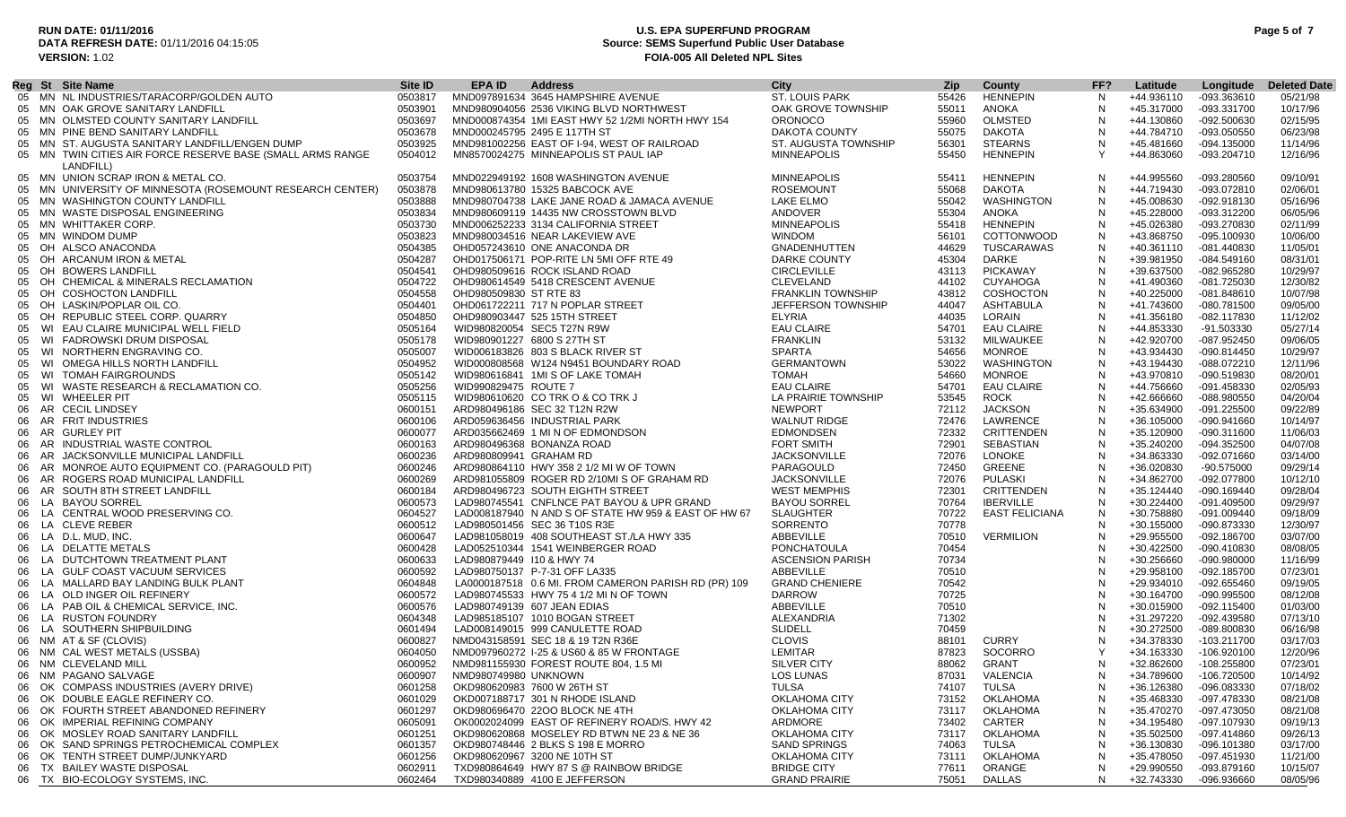**RUN DATE:** 01/11/2016
**DATA REFRESH DATE:** 01/11/2016 04:15:05
**VERSION:** 1.02

# U.S. EPA SUPERFUND PROGRAM
## Source: SEMS Superfund Public User Database
## FOIA-005 All Deleted NPL Sites

| Reg | St | Site Name | Site ID | EPA ID | Address | City | Zip | County | FF? | Latitude | Longitude | Deleted Date |
|---|---|---|---|---|---|---|---|---|---|---|---|---|
| 05 | MN | NL INDUSTRIES/TARACORP/GOLDEN AUTO | 0503817 | MND097891634 | 3645 HAMPSHIRE AVENUE | ST. LOUIS PARK | 55426 | HENNEPIN | N | +44.936110 | -093.363610 | 05/21/98 |
| 05 | MN | OAK GROVE SANITARY LANDFILL | 0503901 | MND980904056 | 2536 VIKING BLVD NORTHWEST | OAK GROVE TOWNSHIP | 55011 | ANOKA | N | +45.317000 | -093.331700 | 10/17/96 |
| 05 | MN | OLMSTED COUNTY SANITARY LANDFILL | 0503697 | MND000874354 | 1MI EAST HWY 52 1/2MI NORTH HWY 154 | ORONOCO | 55960 | OLMSTED | N | +44.130860 | -092.500630 | 02/15/95 |
| 05 | MN | PINE BEND SANITARY LANDFILL | 0503678 | MND000245795 | 2495 E 117TH ST | DAKOTA COUNTY | 55075 | DAKOTA | N | +44.784710 | -093.050550 | 06/23/98 |
| 05 | MN | ST. AUGUSTA SANITARY LANDFILL/ENGEN DUMP | 0503925 | MND981002256 | EAST OF I-94, WEST OF RAILROAD | ST. AUGUSTA TOWNSHIP | 56301 | STEARNS | N | +45.481660 | -094.135000 | 11/14/96 |
| 05 | MN | TWIN CITIES AIR FORCE RESERVE BASE (SMALL ARMS RANGE LANDFILL) | 0504012 | MN8570024275 | MINNEAPOLIS ST PAUL IAP | MINNEAPOLIS | 55450 | HENNEPIN | Y | +44.863060 | -093.204710 | 12/16/96 |
| 05 | MN | UNION SCRAP IRON & METAL CO. | 0503754 | MND022949192 | 1608 WASHINGTON AVENUE | MINNEAPOLIS | 55411 | HENNEPIN | N | +44.995560 | -093.280560 | 09/10/91 |
| 05 | MN | UNIVERSITY OF MINNESOTA (ROSEMOUNT RESEARCH CENTER) | 0503878 | MND980613780 | 15325 BABCOCK AVE | ROSEMOUNT | 55068 | DAKOTA | N | +44.719430 | -093.072810 | 02/06/01 |
| 05 | MN | WASHINGTON COUNTY LANDFILL | 0503888 | MND980704738 | LAKE JANE ROAD & JAMACA AVENUE | LAKE ELMO | 55042 | WASHINGTON | N | +45.008630 | -092.918130 | 05/16/96 |
| 05 | MN | WASTE DISPOSAL ENGINEERING | 0503834 | MND980609119 | 14435 NW CROSSTOWN BLVD | ANDOVER | 55304 | ANOKA | N | +45.228000 | -093.312200 | 06/05/96 |
| 05 | MN | WHITTAKER CORP. | 0503730 | MND006252233 | 3134 CALIFORNIA STREET | MINNEAPOLIS | 55418 | HENNEPIN | N | +45.026380 | -093.270830 | 02/11/99 |
| 05 | MN | WINDOM DUMP | 0503823 | MND980034516 | NEAR LAKEVIEW AVE | WINDOM | 56101 | COTTONWOOD | N | +43.868750 | -095.100930 | 10/06/00 |
| 05 | OH | ALSCO ANACONDA | 0504385 | OHD057243610 | ONE ANACONDA DR | GNADENHUTTEN | 44629 | TUSCARAWAS | N | +40.361110 | -081.440830 | 11/05/01 |
| 05 | OH | ARCANUM IRON & METAL | 0504287 | OHD017506171 | POP-RITE LN 5MI OFF RTE 49 | DARKE COUNTY | 45304 | DARKE | N | +39.981950 | -084.549160 | 08/31/01 |
| 05 | OH | BOWERS LANDFILL | 0504541 | OHD980509616 | ROCK ISLAND ROAD | CIRCLEVILLE | 43113 | PICKAWAY | N | +39.637500 | -082.965280 | 10/29/97 |
| 05 | OH | CHEMICAL & MINERALS RECLAMATION | 0504722 | OHD980614549 | 5418 CRESCENT AVENUE | CLEVELAND | 44102 | CUYAHOGA | N | +41.490360 | -081.725030 | 12/30/82 |
| 05 | OH | COSHOCTON LANDFILL | 0504558 | OHD980509830 | ST RTE 83 | FRANKLIN TOWNSHIP | 43812 | COSHOCTON | N | +40.225000 | -081.848610 | 10/07/98 |
| 05 | OH | LASKIN/POPLAR OIL CO. | 0504401 | OHD061722211 | 717 N POPLAR STREET | JEFFERSON TOWNSHIP | 44047 | ASHTABULA | N | +41.743600 | -080.781500 | 09/05/00 |
| 05 | OH | REPUBLIC STEEL CORP. QUARRY | 0504850 | OHD980903447 | 525 15TH STREET | ELYRIA | 44035 | LORAIN | N | +41.356180 | -082.117830 | 11/12/02 |
| 05 | WI | EAU CLAIRE MUNICIPAL WELL FIELD | 0505164 | WID980820054 | SEC5 T27N R9W | EAU CLAIRE | 54701 | EAU CLAIRE | N | +44.853330 | -91.503330 | 05/27/14 |
| 05 | WI | FADROWSKI DRUM DISPOSAL | 0505178 | WID980901227 | 6800 S 27TH ST | FRANKLIN | 53132 | MILWAUKEE | N | +42.920700 | -087.952450 | 09/06/05 |
| 05 | WI | NORTHERN ENGRAVING CO. | 0505007 | WID006183826 | 803 S BLACK RIVER ST | SPARTA | 54656 | MONROE | N | +43.934430 | -090.814450 | 10/29/97 |
| 05 | WI | OMEGA HILLS NORTH LANDFILL | 0504952 | WID000808568 | W124 N9451 BOUNDARY ROAD | GERMANTOWN | 53022 | WASHINGTON | N | +43.194430 | -088.072210 | 12/11/96 |
| 05 | WI | TOMAH FAIRGROUNDS | 0505142 | WID980616841 | 1MI S OF LAKE TOMAH | TOMAH | 54660 | MONROE | N | +43.970810 | -090.519830 | 08/20/01 |
| 05 | WI | WASTE RESEARCH & RECLAMATION CO. | 0505256 | WID990829475 | ROUTE 7 | EAU CLAIRE | 54701 | EAU CLAIRE | N | +44.756660 | -091.458330 | 02/05/93 |
| 05 | WI | WHEELER PIT | 0505115 | WID980610620 | CO TRK O & CO TRK J | LA PRAIRIE TOWNSHIP | 53545 | ROCK | N | +42.666660 | -088.980550 | 04/20/04 |
| 06 | AR | CECIL LINDSEY | 0600151 | ARD980496186 | SEC 32 T12N R2W | NEWPORT | 72112 | JACKSON | N | +35.634900 | -091.225500 | 09/22/89 |
| 06 | AR | FRIT INDUSTRIES | 0600106 | ARD059636456 | INDUSTRIAL PARK | WALNUT RIDGE | 72476 | LAWRENCE | N | +36.105000 | -090.941660 | 10/14/97 |
| 06 | AR | GURLEY PIT | 0600077 | ARD035662469 | 1 MI N OF EDMONDSON | EDMONDSEN | 72332 | CRITTENDEN | N | +35.120900 | -090.311600 | 11/06/03 |
| 06 | AR | INDUSTRIAL WASTE CONTROL | 0600163 | ARD980496368 | BONANZA ROAD | FORT SMITH | 72901 | SEBASTIAN | N | +35.240200 | -094.352500 | 04/07/08 |
| 06 | AR | JACKSONVILLE MUNICIPAL LANDFILL | 0600236 | ARD980809941 | GRAHAM RD | JACKSONVILLE | 72076 | LONOKE | N | +34.863330 | -092.071660 | 03/14/00 |
| 06 | AR | MONROE AUTO EQUIPMENT CO. (PARAGOULD PIT) | 0600246 | ARD980864110 | HWY 358 2 1/2 MI W OF TOWN | PARAGOULD | 72450 | GREENE | N | +36.020830 | -90.575000 | 09/29/14 |
| 06 | AR | ROGERS ROAD MUNICIPAL LANDFILL | 0600269 | ARD981055809 | ROGER RD 2/10MI S OF GRAHAM RD | JACKSONVILLE | 72076 | PULASKI | N | +34.862700 | -092.077800 | 10/12/10 |
| 06 | AR | SOUTH 8TH STREET LANDFILL | 0600184 | ARD980496723 | SOUTH EIGHTH STREET | WEST MEMPHIS | 72301 | CRITTENDEN | N | +35.124440 | -090.169440 | 09/28/04 |
| 06 | LA | BAYOU SORREL | 0600573 | LAD980745541 | CNFLNCE PAT BAYOU & UPR GRAND | BAYOU SORREL | 70764 | IBERVILLE | N | +30.224400 | -091.409500 | 09/29/97 |
| 06 | LA | CENTRAL WOOD PRESERVING CO. | 0604527 | LAD008187940 | N AND S OF STATE HW 959 & EAST OF HW 67 | SLAUGHTER | 70722 | EAST FELICIANA | N | +30.758880 | -091.009440 | 09/18/09 |
| 06 | LA | CLEVE REBER | 0600512 | LAD980501456 | SEC 36 T10S R3E | SORRENTO | 70778 | | N | +30.155000 | -090.873330 | 12/30/97 |
| 06 | LA | D.L. MUD, INC. | 0600647 | LAD981058019 | 408 SOUTHEAST ST./LA HWY 335 | ABBEVILLE | 70510 | VERMILION | N | +29.955500 | -092.186700 | 03/07/00 |
| 06 | LA | DELATTE METALS | 0600428 | LAD052510344 | 1541 WEINBERGER ROAD | PONCHATOULA | 70454 | | N | +30.422500 | -090.410830 | 08/08/05 |
| 06 | LA | DUTCHTOWN TREATMENT PLANT | 0600633 | LAD980879449 | I10 & HWY 74 | ASCENSION PARISH | 70734 | | N | +30.256660 | -090.980000 | 11/16/99 |
| 06 | LA | GULF COAST VACUUM SERVICES | 0600592 | LAD980750137 | P-7-31 OFF LA335 | ABBEVILLE | 70510 | | N | +29.958100 | -092.185700 | 07/23/01 |
| 06 | LA | MALLARD BAY LANDING BULK PLANT | 0604848 | LA0000187518 | 0.6 MI. FROM CAMERON PARISH RD (PR) 109 | GRAND CHENIERE | 70542 | | N | +29.934010 | -092.655460 | 09/19/05 |
| 06 | LA | OLD INGER OIL REFINERY | 0600572 | LAD980745533 | HWY 75 4 1/2 MI N OF TOWN | DARROW | 70725 | | N | +30.164700 | -090.995500 | 08/12/08 |
| 06 | LA | PAB OIL & CHEMICAL SERVICE, INC. | 0600576 | LAD980749139 | 607 JEAN EDIAS | ABBEVILLE | 70510 | | N | +30.015900 | -092.115400 | 01/03/00 |
| 06 | LA | RUSTON FOUNDRY | 0604348 | LAD985185107 | 1010 BOGAN STREET | ALEXANDRIA | 71302 | | N | +31.297220 | -092.439580 | 07/13/10 |
| 06 | LA | SOUTHERN SHIPBUILDING | 0601494 | LAD008149015 | 999 CANULETTE ROAD | SLIDELL | 70459 | | N | +30.272500 | -089.800830 | 06/16/98 |
| 06 | NM | AT & SF (CLOVIS) | 0600827 | NMD043158591 | SEC 18 & 19 T2N R36E | CLOVIS | 88101 | CURRY | N | +34.378330 | -103.211700 | 03/17/03 |
| 06 | NM | CAL WEST METALS (USSBA) | 0604050 | NMD097960272 | I-25 & US60 & 85 W FRONTAGE | LEMITAR | 87823 | SOCORRO | Y | +34.163330 | -106.920100 | 12/20/96 |
| 06 | NM | CLEVELAND MILL | 0600952 | NMD981155930 | FOREST ROUTE 804, 1.5 MI | SILVER CITY | 88062 | GRANT | N | +32.862600 | -108.255800 | 07/23/01 |
| 06 | NM | PAGANO SALVAGE | 0600907 | NMD980749980 | UNKNOWN | LOS LUNAS | 87031 | VALENCIA | N | +34.789600 | -106.720500 | 10/14/92 |
| 06 | OK | COMPASS INDUSTRIES (AVERY DRIVE) | 0601258 | OKD980620983 | 7600 W 26TH ST | TULSA | 74107 | TULSA | N | +36.126380 | -096.083330 | 07/18/02 |
| 06 | OK | DOUBLE EAGLE REFINERY CO. | 0601029 | OKD007188717 | 301 N RHODE ISLAND | OKLAHOMA CITY | 73152 | OKLAHOMA | N | +35.468330 | -097.478330 | 08/21/08 |
| 06 | OK | FOURTH STREET ABANDONED REFINERY | 0601297 | OKD980696470 | 22OO BLOCK NE 4TH | OKLAHOMA CITY | 73117 | OKLAHOMA | N | +35.470270 | -097.473050 | 08/21/08 |
| 06 | OK | IMPERIAL REFINING COMPANY | 0605091 | OK0002024099 | EAST OF REFINERY ROAD/S. HWY 42 | ARDMORE | 73402 | CARTER | N | +34.195480 | -097.107930 | 09/19/13 |
| 06 | OK | MOSLEY ROAD SANITARY LANDFILL | 0601251 | OKD980620868 | MOSELEY RD BTWN NE 23 & NE 36 | OKLAHOMA CITY | 73117 | OKLAHOMA | N | +35.502500 | -097.414860 | 09/26/13 |
| 06 | OK | SAND SPRINGS PETROCHEMICAL COMPLEX | 0601357 | OKD980748446 | 2 BLKS S 198 E MORRO | SAND SPRINGS | 74063 | TULSA | N | +36.130830 | -096.101380 | 03/17/00 |
| 06 | OK | TENTH STREET DUMP/JUNKYARD | 0601256 | OKD980620967 | 3200 NE 10TH ST | OKLAHOMA CITY | 73111 | OKLAHOMA | N | +35.478050 | -097.451930 | 11/21/00 |
| 06 | TX | BAILEY WASTE DISPOSAL | 0602911 | TXD980864649 | HWY 87 S @ RAINBOW BRIDGE | BRIDGE CITY | 77611 | ORANGE | N | +29.990550 | -093.879160 | 10/15/07 |
| 06 | TX | BIO-ECOLOGY SYSTEMS, INC. | 0602464 | TXD980340889 | 4100 E JEFFERSON | GRAND PRAIRIE | 75051 | DALLAS | N | +32.743330 | -096.936660 | 08/05/96 |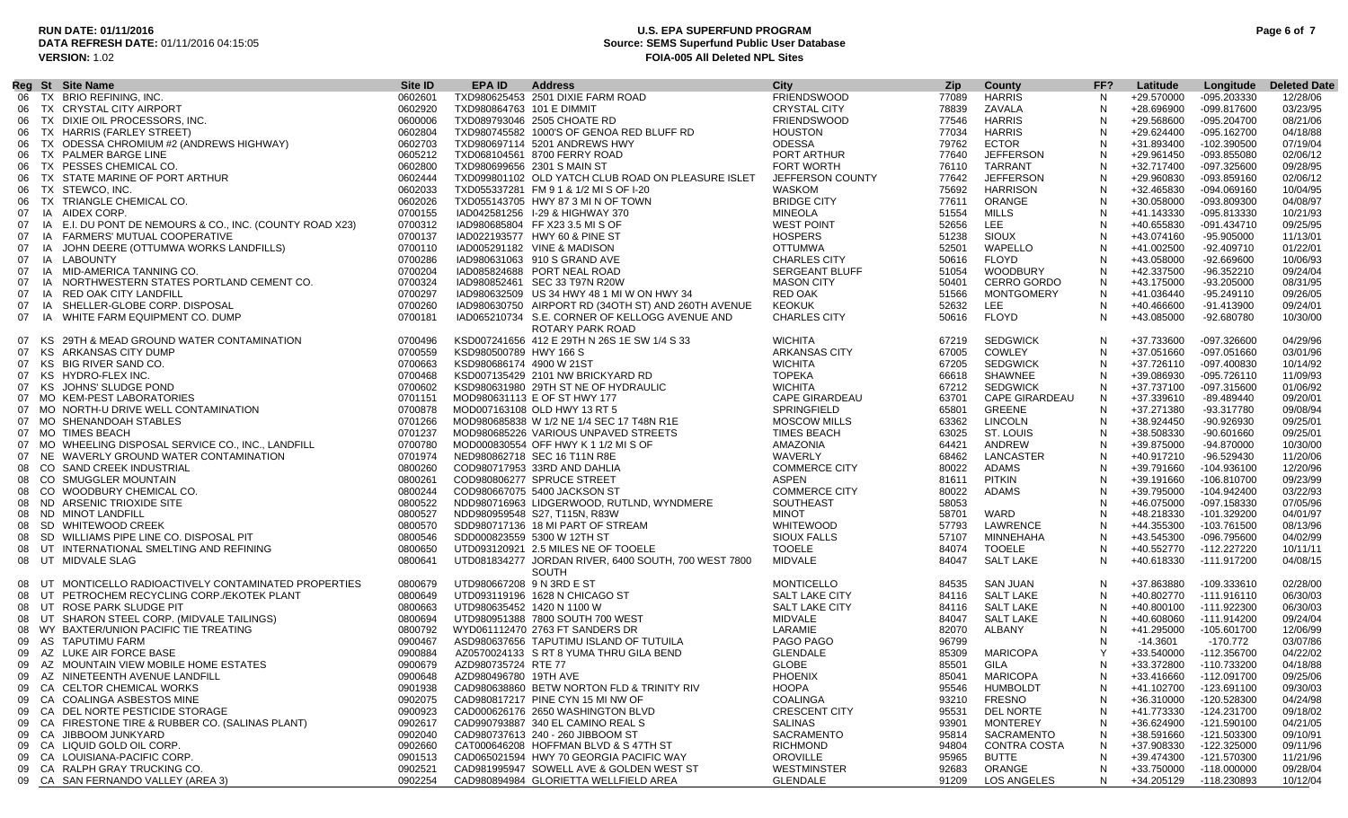| Reg | St | Site Name | Site ID | EPA ID | Address | City | Zip | County | FF? | Latitude | Longitude | Deleted Date |
|---|---|---|---|---|---|---|---|---|---|---|---|---|
| 06 | TX | BRIO REFINING, INC. | 0602601 | TXD980625453 | 2501 DIXIE FARM ROAD | FRIENDSWOOD | 77089 | HARRIS | N | +29.570000 | -095.203330 | 12/28/06 |
| 06 | TX | CRYSTAL CITY AIRPORT | 0602920 | TXD980864763 | 101 E DIMMIT | CRYSTAL CITY | 78839 | ZAVALA | N | +28.696900 | -099.817600 | 03/23/95 |
| 06 | TX | DIXIE OIL PROCESSORS, INC. | 0600006 | TXD089793046 | 2505 CHOATE RD | FRIENDSWOOD | 77546 | HARRIS | N | +29.568600 | -095.204700 | 08/21/06 |
| 06 | TX | HARRIS (FARLEY STREET) | 0602804 | TXD980745582 | 1000'S OF GENOA RED BLUFF RD | HOUSTON | 77034 | HARRIS | N | +29.624400 | -095.162700 | 04/18/88 |
| 06 | TX | ODESSA CHROMIUM #2 (ANDREWS HIGHWAY) | 0602703 | TXD980697114 | 5201 ANDREWS HWY | ODESSA | 79762 | ECTOR | N | +31.893400 | -102.390500 | 07/19/04 |
| 06 | TX | PALMER BARGE LINE | 0605212 | TXD068104561 | 8700 FERRY ROAD | PORT ARTHUR | 77640 | JEFFERSON | N | +29.961450 | -093.855080 | 02/06/12 |
| 06 | TX | PESSES CHEMICAL CO. | 0602800 | TXD980699656 | 2301 S MAIN ST | FORT WORTH | 76110 | TARRANT | N | +32.717400 | -097.325600 | 09/28/95 |
| 06 | TX | STATE MARINE OF PORT ARTHUR | 0602444 | TXD099801102 | OLD YACHT CLUB ROAD ON PLEASURE ISLET | JEFFERSON COUNTY | 77642 | JEFFERSON | N | +29.960830 | -093.859160 | 02/06/12 |
| 06 | TX | STEWCO, INC. | 0602033 | TXD055337281 | FM 9 1 & 1/2 MI S OF I-20 | WASKOM | 75692 | HARRISON | N | +32.465830 | -094.069160 | 10/04/95 |
| 06 | TX | TRIANGLE CHEMICAL CO. | 0602026 | TXD055143705 | HWY 87 3 MI N OF TOWN | BRIDGE CITY | 77611 | ORANGE | N | +30.058000 | -093.809300 | 04/08/97 |
| 07 | IA | AIDEX CORP. | 0700155 | IAD042581256 | I-29 & HIGHWAY 370 | MINEOLA | 51554 | MILLS | N | +41.143330 | -095.813330 | 10/21/93 |
| 07 | IA | E.I. DU PONT DE NEMOURS & CO., INC. (COUNTY ROAD X23) | 0700312 | IAD980685804 | FF X23 3.5 MI S OF | WEST POINT | 52656 | LEE | N | +40.655830 | -091.434710 | 09/25/95 |
| 07 | IA | FARMERS' MUTUAL COOPERATIVE | 0700137 | IAD022193577 | HWY 60 & PINE ST | HOSPERS | 51238 | SIOUX | N | +43.074160 | -95.905000 | 11/13/01 |
| 07 | IA | JOHN DEERE (OTTUMWA WORKS LANDFILLS) | 0700110 | IAD005291182 | VINE & MADISON | OTTUMWA | 52501 | WAPELLO | N | +41.002500 | -92.409710 | 01/22/01 |
| 07 | IA | LABOUNTY | 0700286 | IAD980631063 | 910 S GRAND AVE | CHARLES CITY | 50616 | FLOYD | N | +43.058000 | -92.669600 | 10/06/93 |
| 07 | IA | MID-AMERICA TANNING CO. | 0700204 | IAD085824688 | PORT NEAL ROAD | SERGEANT BLUFF | 51054 | WOODBURY | N | +42.337500 | -96.352210 | 09/24/04 |
| 07 | IA | NORTHWESTERN STATES PORTLAND CEMENT CO. | 0700324 | IAD980852461 | SEC 33 T97N R20W | MASON CITY | 50401 | CERRO GORDO | N | +43.175000 | -93.205000 | 08/31/95 |
| 07 | IA | RED OAK CITY LANDFILL | 0700297 | IAD980632509 | US 34 HWY 48 1 MI W ON HWY 34 | RED OAK | 51566 | MONTGOMERY | N | +41.036440 | -95.249110 | 09/26/05 |
| 07 | IA | SHELLER-GLOBE CORP. DISPOSAL | 0700260 | IAD980630750 | AIRPORT RD (34OTH ST) AND 260TH AVENUE | KEOKUK | 52632 | LEE | N | +40.466600 | -91.413900 | 09/24/01 |
| 07 | IA | WHITE FARM EQUIPMENT CO. DUMP | 0700181 | IAD065210734 | S.E. CORNER OF KELLOGG AVENUE AND ROTARY PARK ROAD | CHARLES CITY | 50616 | FLOYD | N | +43.085000 | -92.680780 | 10/30/00 |
| 07 | KS | 29TH & MEAD GROUND WATER CONTAMINATION | 0700496 | KSD007241656 | 412 E 29TH N 26S 1E SW 1/4 S 33 | WICHITA | 67219 | SEDGWICK | N | +37.733600 | -097.326600 | 04/29/96 |
| 07 | KS | ARKANSAS CITY DUMP | 0700559 | KSD980500789 | HWY 166 S | ARKANSAS CITY | 67005 | COWLEY | N | +37.051660 | -097.051660 | 03/01/96 |
| 07 | KS | BIG RIVER SAND CO. | 0700663 | KSD980686174 | 4900 W 21ST | WICHITA | 67205 | SEDGWICK | N | +37.726110 | -097.400830 | 10/14/92 |
| 07 | KS | HYDRO-FLEX INC. | 0700468 | KSD007135429 | 2101 NW BRICKYARD RD | TOPEKA | 66618 | SHAWNEE | N | +39.086930 | -095.726110 | 11/09/93 |
| 07 | KS | JOHNS' SLUDGE POND | 0700602 | KSD980631980 | 29TH ST NE OF HYDRAULIC | WICHITA | 67212 | SEDGWICK | N | +37.737100 | -097.315600 | 01/06/92 |
| 07 | MO | KEM-PEST LABORATORIES | 0701151 | MOD980631113 | E OF ST HWY 177 | CAPE GIRARDEAU | 63701 | CAPE GIRARDEAU | N | +37.339610 | -89.489440 | 09/20/01 |
| 07 | MO | NORTH-U DRIVE WELL CONTAMINATION | 0700878 | MOD007163108 | OLD HWY 13 RT 5 | SPRINGFIELD | 65801 | GREENE | N | +37.271380 | -93.317780 | 09/08/94 |
| 07 | MO | SHENANDOAH STABLES | 0701266 | MOD980685838 | W 1/2 NE 1/4 SEC 17 T48N R1E | MOSCOW MILLS | 63362 | LINCOLN | N | +38.924450 | -90.926930 | 09/25/01 |
| 07 | MO | TIMES BEACH | 0701237 | MOD980685226 | VARIOUS UNPAVED STREETS | TIMES BEACH | 63025 | ST. LOUIS | N | +38.508330 | -90.601660 | 09/25/01 |
| 07 | MO | WHEELING DISPOSAL SERVICE CO., INC., LANDFILL | 0700780 | MOD000830554 | OFF HWY K 1 1/2 MI S OF | AMAZONIA | 64421 | ANDREW | N | +39.875000 | -94.870000 | 10/30/00 |
| 07 | NE | WAVERLY GROUND WATER CONTAMINATION | 0701974 | NED980862718 | SEC 16 T11N R8E | WAVERLY | 68462 | LANCASTER | N | +40.917210 | -96.529430 | 11/20/06 |
| 08 | CO | SAND CREEK INDUSTRIAL | 0800260 | COD980717953 | 33RD AND DAHLIA | COMMERCE CITY | 80022 | ADAMS | N | +39.791660 | -104.936100 | 12/20/96 |
| 08 | CO | SMUGGLER MOUNTAIN | 0800261 | COD980806277 | SPRUCE STREET | ASPEN | 81611 | PITKIN | N | +39.191660 | -106.810700 | 09/23/99 |
| 08 | CO | WOODBURY CHEMICAL CO. | 0800244 | COD980667075 | 5400 JACKSON ST | COMMERCE CITY | 80022 | ADAMS | N | +39.795000 | -104.942400 | 03/22/93 |
| 08 | ND | ARSENIC TRIOXIDE SITE | 0800522 | NDD980716963 | LIDGERWOOD, RUTLND, WYNDMERE | SOUTHEAST | 58053 | | N | +46.075000 | -097.158330 | 07/05/96 |
| 08 | ND | MINOT LANDFILL | 0800527 | NDD980959548 | S27, T115N, R83W | MINOT | 58701 | WARD | N | +48.218330 | -101.329200 | 04/01/97 |
| 08 | SD | WHITEWOOD CREEK | 0800570 | SDD980717136 | 18 MI PART OF STREAM | WHITEWOOD | 57793 | LAWRENCE | N | +44.355300 | -103.761500 | 08/13/96 |
| 08 | SD | WILLIAMS PIPE LINE CO. DISPOSAL PIT | 0800546 | SDD000823559 | 5300 W 12TH ST | SIOUX FALLS | 57107 | MINNEHAHA | N | +43.545300 | -096.795600 | 04/02/99 |
| 08 | UT | INTERNATIONAL SMELTING AND REFINING | 0800650 | UTD093120921 | 2.5 MILES NE OF TOOELE | TOOELE | 84074 | TOOELE | N | +40.552770 | -112.227220 | 10/11/11 |
| 08 | UT | MIDVALE SLAG | 0800641 | UTD081834277 | JORDAN RIVER, 6400 SOUTH, 700 WEST 7800 SOUTH | MIDVALE | 84047 | SALT LAKE | N | +40.618330 | -111.917200 | 04/08/15 |
| 08 | UT | MONTICELLO RADIOACTIVELY CONTAMINATED PROPERTIES | 0800679 | UTD980667208 | 9 N 3RD E ST | MONTICELLO | 84535 | SAN JUAN | N | +37.863880 | -109.333610 | 02/28/00 |
| 08 | UT | PETROCHEM RECYCLING CORP./EKOTEK PLANT | 0800649 | UTD093119196 | 1628 N CHICAGO ST | SALT LAKE CITY | 84116 | SALT LAKE | N | +40.802770 | -111.916110 | 06/30/03 |
| 08 | UT | ROSE PARK SLUDGE PIT | 0800663 | UTD980635452 | 1420 N 1100 W | SALT LAKE CITY | 84116 | SALT LAKE | N | +40.800100 | -111.922300 | 06/30/03 |
| 08 | UT | SHARON STEEL CORP. (MIDVALE TAILINGS) | 0800694 | UTD980951388 | 7800 SOUTH 700 WEST | MIDVALE | 84047 | SALT LAKE | N | +40.608060 | -111.914200 | 09/24/04 |
| 08 | WY | BAXTER/UNION PACIFIC TIE TREATING | 0800792 | WYD061112470 | 2763 FT SANDERS DR | LARAMIE | 82070 | ALBANY | N | +41.295000 | -105.601700 | 12/06/99 |
| 09 | AS | TAPUTIMU FARM | 0900467 | ASD980637656 | TAPUTIMU ISLAND OF TUTUILA | PAGO PAGO | 96799 | | N | -14.3601 | -170.772 | 03/07/86 |
| 09 | AZ | LUKE AIR FORCE BASE | 0900884 | AZ0570024133 | S RT 8 YUMA THRU GILA BEND | GLENDALE | 85309 | MARICOPA | Y | +33.540000 | -112.356700 | 04/22/02 |
| 09 | AZ | MOUNTAIN VIEW MOBILE HOME ESTATES | 0900679 | AZD980735724 | RTE 77 | GLOBE | 85501 | GILA | N | +33.372800 | -110.733200 | 04/18/88 |
| 09 | AZ | NINETEENTH AVENUE LANDFILL | 0900648 | AZD980496780 | 19TH AVE | PHOENIX | 85041 | MARICOPA | N | +33.416660 | -112.091700 | 09/25/06 |
| 09 | CA | CELTOR CHEMICAL WORKS | 0901938 | CAD980638860 | BETW NORTON FLD & TRINITY RIV | HOOPA | 95546 | HUMBOLDT | N | +41.102700 | -123.691100 | 09/30/03 |
| 09 | CA | COALINGA ASBESTOS MINE | 0902075 | CAD980817217 | PINE CYN 15 MI NW OF | COALINGA | 93210 | FRESNO | N | +36.310000 | -120.528300 | 04/24/98 |
| 09 | CA | DEL NORTE PESTICIDE STORAGE | 0900923 | CAD000626176 | 2650 WASHINGTON BLVD | CRESCENT CITY | 95531 | DEL NORTE | N | +41.773330 | -124.231700 | 09/18/02 |
| 09 | CA | FIRESTONE TIRE & RUBBER CO. (SALINAS PLANT) | 0902617 | CAD990793887 | 340 EL CAMINO REAL S | SALINAS | 93901 | MONTEREY | N | +36.624900 | -121.590100 | 04/21/05 |
| 09 | CA | JIBBOOM JUNKYARD | 0902040 | CAD980737613 | 240 - 260 JIBBOOM ST | SACRAMENTO | 95814 | SACRAMENTO | N | +38.591660 | -121.503300 | 09/10/91 |
| 09 | CA | LIQUID GOLD OIL CORP. | 0902660 | CAT000646208 | HOFFMAN BLVD & S 47TH ST | RICHMOND | 94804 | CONTRA COSTA | N | +37.908330 | -122.325000 | 09/11/96 |
| 09 | CA | LOUISIANA-PACIFIC CORP. | 0901513 | CAD065021594 | HWY 70 GEORGIA PACIFIC WAY | OROVILLE | 95965 | BUTTE | N | +39.474300 | -121.570300 | 11/21/96 |
| 09 | CA | RALPH GRAY TRUCKING CO. | 0902521 | CAD981995947 | SOWELL AVE & GOLDEN WEST ST | WESTMINSTER | 92683 | ORANGE | N | +33.750000 | -118.000000 | 09/28/04 |
| 09 | CA | SAN FERNANDO VALLEY (AREA 3) | 0902254 | CAD980894984 | GLORIETTA WELLFIELD AREA | GLENDALE | 91209 | LOS ANGELES | N | +34.205129 | -118.230893 | 10/12/04 |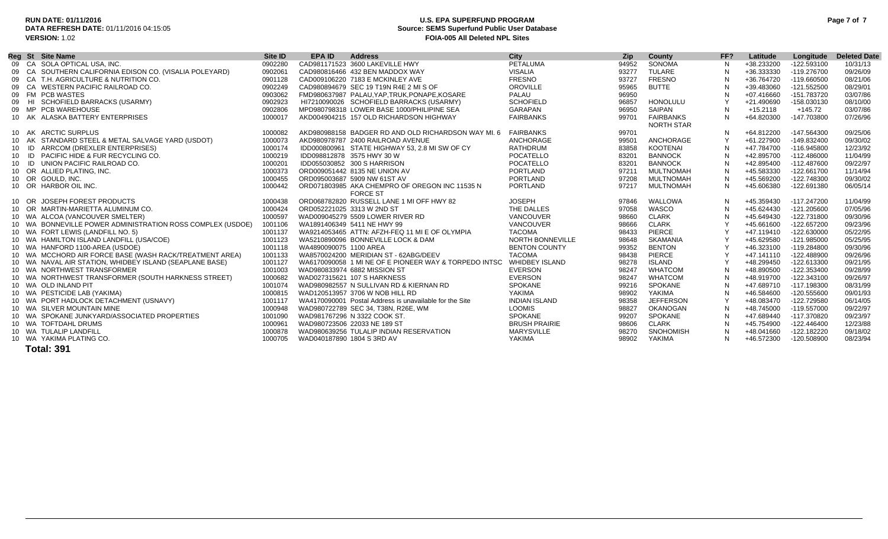**RUN DATE:** 01/11/2016
**DATA REFRESH DATE:** 01/11/2016 04:15:05
**VERSION:** 1.02

**U.S. EPA SUPERFUND PROGRAM**
**Source: SEMS Superfund Public User Database**
**FOIA-005 All Deleted NPL Sites**

| Reg | St | Site Name | Site ID | EPA ID | Address | City | Zip | County | FF? | Latitude | Longitude | Deleted Date |
|---|---|---|---|---|---|---|---|---|---|---|---|---|
| 09 | CA | SOLA OPTICAL USA, INC. | 0902280 | CAD981171523 | 3600 LAKEVILLE HWY | PETALUMA | 94952 | SONOMA | N | +38.233200 | -122.593100 | 10/31/13 |
| 09 | CA | SOUTHERN CALIFORNIA EDISON CO. (VISALIA POLEYARD) | 0902061 | CAD980816466 | 432 BEN MADDOX WAY | VISALIA | 93277 | TULARE | N | +36.333330 | -119.276700 | 09/26/09 |
| 09 | CA | T.H. AGRICULTURE & NUTRITION CO. | 0901128 | CAD009106220 | 7183 E MCKINLEY AVE | FRESNO | 93727 | FRESNO | N | +36.764720 | -119.660500 | 08/21/06 |
| 09 | CA | WESTERN PACIFIC RAILROAD CO. | 0902249 | CAD980894679 | SEC 19 T19N R4E 2 MI S OF | OROVILLE | 95965 | BUTTE | N | +39.483060 | -121.552500 | 08/29/01 |
| 09 | FM | PCB WASTES | 0903062 | FMD980637987 | PALAU,YAP,TRUK,PONAPE,KOSARE | PALAU | 96950 | | N | +07.416660 | -151.783720 | 03/07/86 |
| 09 | HI | SCHOFIELD BARRACKS (USARMY) | 0902923 | HI7210090026 | SCHOFIELD BARRACKS (USARMY) | SCHOFIELD | 96857 | HONOLULU | Y | +21.490690 | -158.030130 | 08/10/00 |
| 09 | MP | PCB WAREHOUSE | 0902806 | MPD980798318 | LOWER BASE 1000/PHILIPINE SEA | GARAPAN | 96950 | SAIPAN | N | +15.2118 | +145.72 | 03/07/86 |
| 10 | AK | ALASKA BATTERY ENTERPRISES | 1000017 | AKD004904215 | 157 OLD RICHARDSON HIGHWAY | FAIRBANKS | 99701 | FAIRBANKS NORTH STAR | N | +64.820300 | -147.703800 | 07/26/96 |
| 10 | AK | ARCTIC SURPLUS | 1000082 | AKD980988158 | BADGER RD AND OLD RICHARDSON WAY MI. 6 | FAIRBANKS | 99701 | | N | +64.812200 | -147.564300 | 09/25/06 |
| 10 | AK | STANDARD STEEL & METAL SALVAGE YARD (USDOT) | 1000073 | AKD980978787 | 2400 RAILROAD AVENUE | ANCHORAGE | 99501 | ANCHORAGE | Y | +61.227900 | -149.832400 | 09/30/02 |
| 10 | ID | ARRCOM (DREXLER ENTERPRISES) | 1000174 | IDD000800961 | STATE HIGHWAY 53, 2.8 MI SW OF CY | RATHDRUM | 83858 | KOOTENAI | N | +47.784700 | -116.945800 | 12/23/92 |
| 10 | ID | PACIFIC HIDE & FUR RECYCLING CO. | 1000219 | IDD098812878 | 3575 HWY 30 W | POCATELLO | 83201 | BANNOCK | N | +42.895700 | -112.486000 | 11/04/99 |
| 10 | ID | UNION PACIFIC RAILROAD CO. | 1000201 | IDD055030852 | 300 S HARRISON | POCATELLO | 83201 | BANNOCK | N | +42.895400 | -112.487600 | 09/22/97 |
| 10 | OR | ALLIED PLATING, INC. | 1000373 | ORD009051442 | 8135 NE UNION AV | PORTLAND | 97211 | MULTNOMAH | N | +45.583300 | -122.661700 | 11/14/94 |
| 10 | OR | GOULD, INC. | 1000455 | ORD095003687 | 5909 NW 61ST AV | PORTLAND | 97208 | MULTNOMAH | N | +45.569200 | -122.748300 | 09/30/02 |
| 10 | OR | HARBOR OIL INC. | 1000442 | ORD071803985 | AKA CHEMPRO OF OREGON INC 11535 N FORCE ST | PORTLAND | 97217 | MULTNOMAH | N | +45.606380 | -122.691380 | 06/05/14 |
| 10 | OR | JOSEPH FOREST PRODUCTS | 1000438 | ORD068782820 | RUSSELL LANE 1 MI OFF HWY 82 | JOSEPH | 97846 | WALLOWA | N | +45.359430 | -117.247200 | 11/04/99 |
| 10 | OR | MARTIN-MARIETTA ALUMINUM CO. | 1000424 | ORD052221025 | 3313 W 2ND ST | THE DALLES | 97058 | WASCO | N | +45.624430 | -121.205600 | 07/05/96 |
| 10 | WA | ALCOA (VANCOUVER SMELTER) | 1000597 | WAD009045279 | 5509 LOWER RIVER RD | VANCOUVER | 98660 | CLARK | N | +45.649430 | -122.731800 | 09/30/96 |
| 10 | WA | BONNEVILLE POWER ADMINISTRATION ROSS COMPLEX (USDOE) | 1001106 | WA1891406349 | 5411 NE HWY 99 | VANCOUVER | 98666 | CLARK | Y | +45.661600 | -122.657200 | 09/23/96 |
| 10 | WA | FORT LEWIS (LANDFILL NO. 5) | 1001137 | WA9214053465 | ATTN: AFZH-FEQ 11 MI E OF OLYMPIA | TACOMA | 98433 | PIERCE | Y | +47.119410 | -122.630000 | 05/22/95 |
| 10 | WA | HAMILTON ISLAND LANDFILL (USA/COE) | 1001123 | WA5210890096 | BONNEVILLE LOCK & DAM | NORTH BONNEVILLE | 98648 | SKAMANIA | Y | +45.629580 | -121.985000 | 05/25/95 |
| 10 | WA | HANFORD 1100-AREA (USDOE) | 1001118 | WA4890090075 | 1100 AREA | BENTON COUNTY | 99352 | BENTON | Y | +46.323100 | -119.284800 | 09/30/96 |
| 10 | WA | MCCHORD AIR FORCE BASE (WASH RACK/TREATMENT AREA) | 1001133 | WA8570024200 | MERIDIAN ST - 62ABG/DEEV | TACOMA | 98438 | PIERCE | Y | +47.141110 | -122.488900 | 09/26/96 |
| 10 | WA | NAVAL AIR STATION, WHIDBEY ISLAND (SEAPLANE BASE) | 1001127 | WA6170090058 | 1 MI NE OF E PIONEER WAY & TORPEDO INTSC | WHIDBEY ISLAND | 98278 | ISLAND | Y | +48.299450 | -122.613300 | 09/21/95 |
| 10 | WA | NORTHWEST TRANSFORMER | 1001003 | WAD980833974 | 6882 MISSION ST | EVERSON | 98247 | WHATCOM | N | +48.890500 | -122.353400 | 09/28/99 |
| 10 | WA | NORTHWEST TRANSFORMER (SOUTH HARKNESS STREET) | 1000682 | WAD027315621 | 107 S HARKNESS | EVERSON | 98247 | WHATCOM | N | +48.919700 | -122.343100 | 09/26/97 |
| 10 | WA | OLD INLAND PIT | 1001074 | WAD980982557 | N SULLIVAN RD & KIERNAN RD | SPOKANE | 99216 | SPOKANE | N | +47.689710 | -117.198300 | 08/31/99 |
| 10 | WA | PESTICIDE LAB (YAKIMA) | 1000815 | WAD120513957 | 3706 W NOB HILL RD | YAKIMA | 98902 | YAKIMA | N | +46.584600 | -120.555600 | 09/01/93 |
| 10 | WA | PORT HADLOCK DETACHMENT (USNAVY) | 1001117 | WA4170090001 | Postal Address is unavailable for the Site | INDIAN ISLAND | 98358 | JEFFERSON | Y | +48.083470 | -122.729580 | 06/14/05 |
| 10 | WA | SILVER MOUNTAIN MINE | 1000948 | WAD980722789 | SEC 34, T38N, R26E, WM | LOOMIS | 98827 | OKANOGAN | N | +48.745000 | -119.557000 | 09/22/97 |
| 10 | WA | SPOKANE JUNKYARD/ASSOCIATED PROPERTIES | 1001090 | WAD981767296 | N 3322 COOK ST. | SPOKANE | 99207 | SPOKANE | N | +47.689440 | -117.370820 | 09/23/97 |
| 10 | WA | TOFTDAHL DRUMS | 1000961 | WAD980723506 | 22033 NE 189 ST | BRUSH PRAIRIE | 98606 | CLARK | N | +45.754900 | -122.446400 | 12/23/88 |
| 10 | WA | TULALIP LANDFILL | 1000878 | WAD980639256 | TULALIP INDIAN RESERVATION | MARYSVILLE | 98270 | SNOHOMISH | N | +48.041660 | -122.182220 | 09/18/02 |
| 10 | WA | YAKIMA PLATING CO. | 1000705 | WAD040187890 | 1804 S 3RD AV | YAKIMA | 98902 | YAKIMA | N | +46.572300 | -120.508900 | 08/23/94 |

**Total: 391**